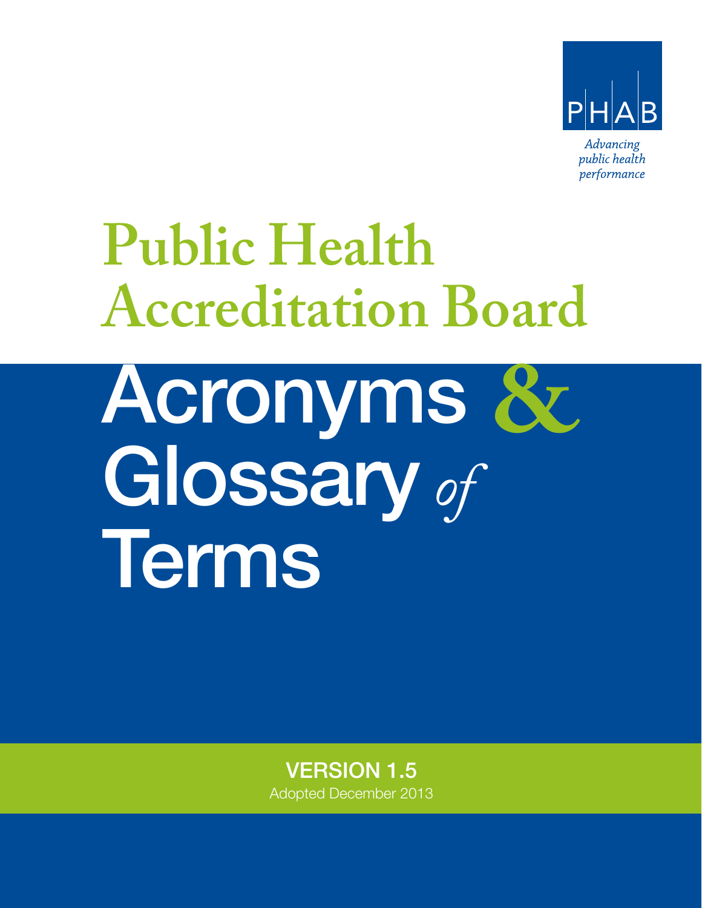PHAB

*Advancing public health performance*

# Public Health Accreditation Board

# Acronyms & Glossary *of* Terms

**VERSION 1.5**

Adopted December 2013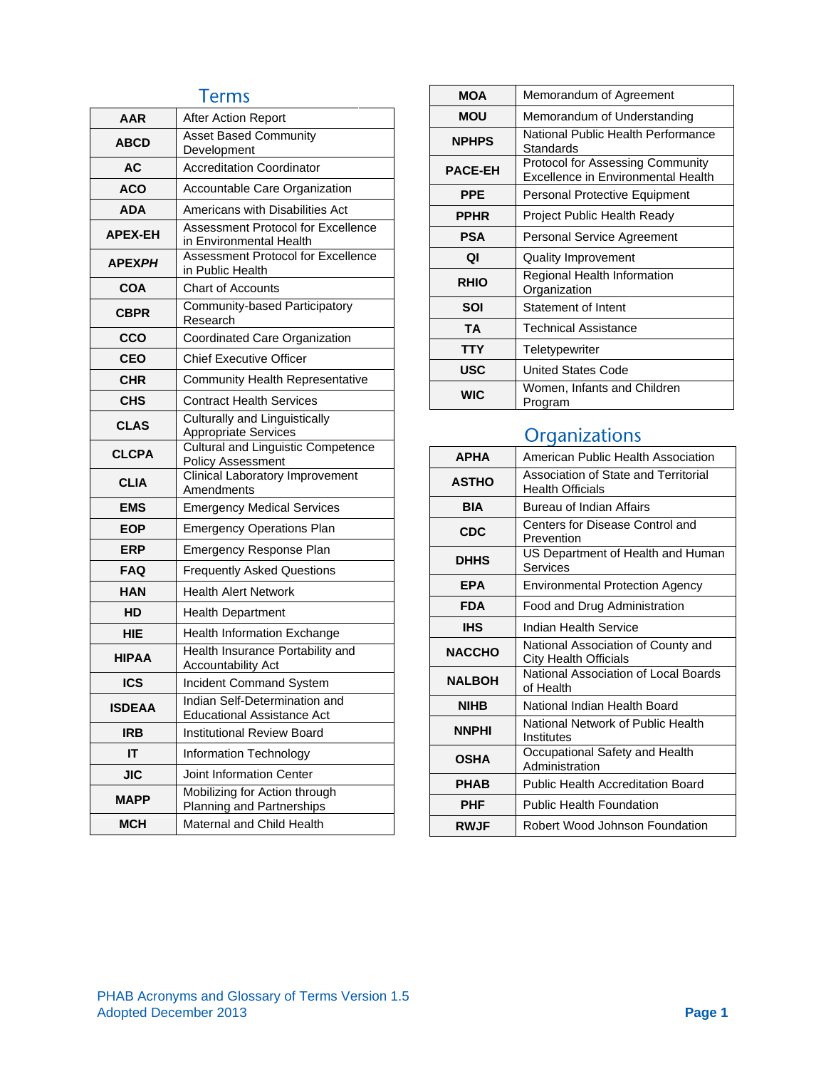## Terms

| | |
|---|---|
| **AAR** | After Action Report |
| **ABCD** | Asset Based Community Development |
| **AC** | Accreditation Coordinator |
| **ACO** | Accountable Care Organization |
| **ADA** | Americans with Disabilities Act |
| **APEX-EH** | Assessment Protocol for Excellence in Environmental Health |
| **APEX*PH*** | Assessment Protocol for Excellence in Public Health |
| **COA** | Chart of Accounts |
| **CBPR** | Community-based Participatory Research |
| **CCO** | Coordinated Care Organization |
| **CEO** | Chief Executive Officer |
| **CHR** | Community Health Representative |
| **CHS** | Contract Health Services |
| **CLAS** | Culturally and Linguistically Appropriate Services |
| **CLCPA** | Cultural and Linguistic Competence Policy Assessment |
| **CLIA** | Clinical Laboratory Improvement Amendments |
| **EMS** | Emergency Medical Services |
| **EOP** | Emergency Operations Plan |
| **ERP** | Emergency Response Plan |
| **FAQ** | Frequently Asked Questions |
| **HAN** | Health Alert Network |
| **HD** | Health Department |
| **HIE** | Health Information Exchange |
| **HIPAA** | Health Insurance Portability and Accountability Act |
| **ICS** | Incident Command System |
| **ISDEAA** | Indian Self-Determination and Educational Assistance Act |
| **IRB** | Institutional Review Board |
| **IT** | Information Technology |
| **JIC** | Joint Information Center |
| **MAPP** | Mobilizing for Action through Planning and Partnerships |
| **MCH** | Maternal and Child Health |
| **MOA** | Memorandum of Agreement |
| **MOU** | Memorandum of Understanding |
| **NPHPS** | National Public Health Performance Standards |
| **PACE-EH** | Protocol for Assessing Community Excellence in Environmental Health |
| **PPE** | Personal Protective Equipment |
| **PPHR** | Project Public Health Ready |
| **PSA** | Personal Service Agreement |
| **QI** | Quality Improvement |
| **RHIO** | Regional Health Information Organization |
| **SOI** | Statement of Intent |
| **TA** | Technical Assistance |
| **TTY** | Teletypewriter |
| **USC** | United States Code |
| **WIC** | Women, Infants and Children Program |

## Organizations

| | |
|---|---|
| **APHA** | American Public Health Association |
| **ASTHO** | Association of State and Territorial Health Officials |
| **BIA** | Bureau of Indian Affairs |
| **CDC** | Centers for Disease Control and Prevention |
| **DHHS** | US Department of Health and Human Services |
| **EPA** | Environmental Protection Agency |
| **FDA** | Food and Drug Administration |
| **IHS** | Indian Health Service |
| **NACCHO** | National Association of County and City Health Officials |
| **NALBOH** | National Association of Local Boards of Health |
| **NIHB** | National Indian Health Board |
| **NNPHI** | National Network of Public Health Institutes |
| **OSHA** | Occupational Safety and Health Administration |
| **PHAB** | Public Health Accreditation Board |
| **PHF** | Public Health Foundation |
| **RWJF** | Robert Wood Johnson Foundation |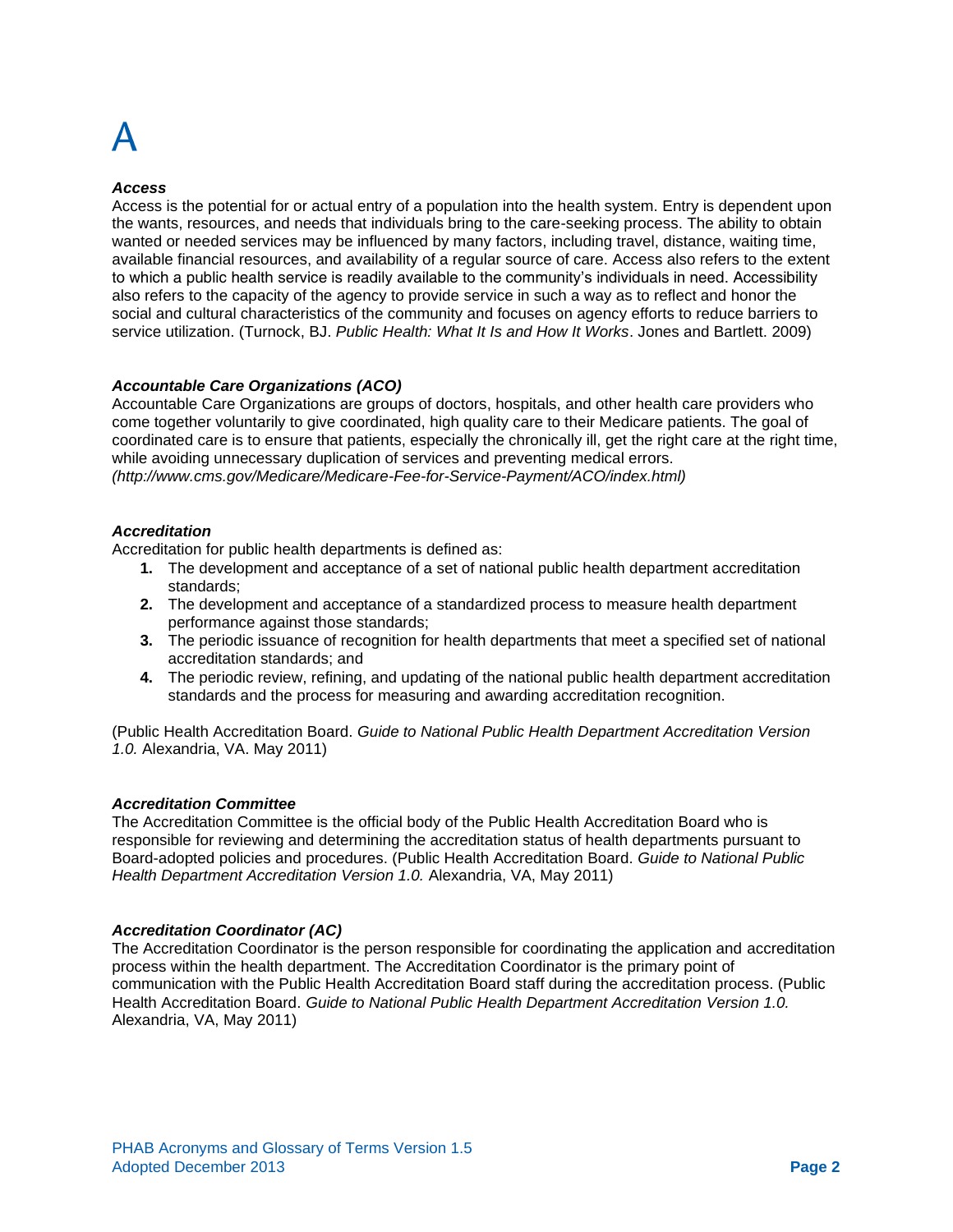# A

***Access***

Access is the potential for or actual entry of a population into the health system. Entry is dependent upon the wants, resources, and needs that individuals bring to the care-seeking process. The ability to obtain wanted or needed services may be influenced by many factors, including travel, distance, waiting time, available financial resources, and availability of a regular source of care. Access also refers to the extent to which a public health service is readily available to the community's individuals in need. Accessibility also refers to the capacity of the agency to provide service in such a way as to reflect and honor the social and cultural characteristics of the community and focuses on agency efforts to reduce barriers to service utilization. (Turnock, BJ. *Public Health: What It Is and How It Works*. Jones and Bartlett. 2009)

***Accountable Care Organizations (ACO)***

Accountable Care Organizations are groups of doctors, hospitals, and other health care providers who come together voluntarily to give coordinated, high quality care to their Medicare patients. The goal of coordinated care is to ensure that patients, especially the chronically ill, get the right care at the right time, while avoiding unnecessary duplication of services and preventing medical errors.
*(http://www.cms.gov/Medicare/Medicare-Fee-for-Service-Payment/ACO/index.html)*

***Accreditation***

Accreditation for public health departments is defined as:

1. The development and acceptance of a set of national public health department accreditation standards;
2. The development and acceptance of a standardized process to measure health department performance against those standards;
3. The periodic issuance of recognition for health departments that meet a specified set of national accreditation standards; and
4. The periodic review, refining, and updating of the national public health department accreditation standards and the process for measuring and awarding accreditation recognition.

(Public Health Accreditation Board. *Guide to National Public Health Department Accreditation Version 1.0.* Alexandria, VA. May 2011)

***Accreditation Committee***

The Accreditation Committee is the official body of the Public Health Accreditation Board who is responsible for reviewing and determining the accreditation status of health departments pursuant to Board-adopted policies and procedures. (Public Health Accreditation Board. *Guide to National Public Health Department Accreditation Version 1.0.* Alexandria, VA, May 2011)

***Accreditation Coordinator (AC)***

The Accreditation Coordinator is the person responsible for coordinating the application and accreditation process within the health department. The Accreditation Coordinator is the primary point of communication with the Public Health Accreditation Board staff during the accreditation process. (Public Health Accreditation Board. *Guide to National Public Health Department Accreditation Version 1.0.* Alexandria, VA, May 2011)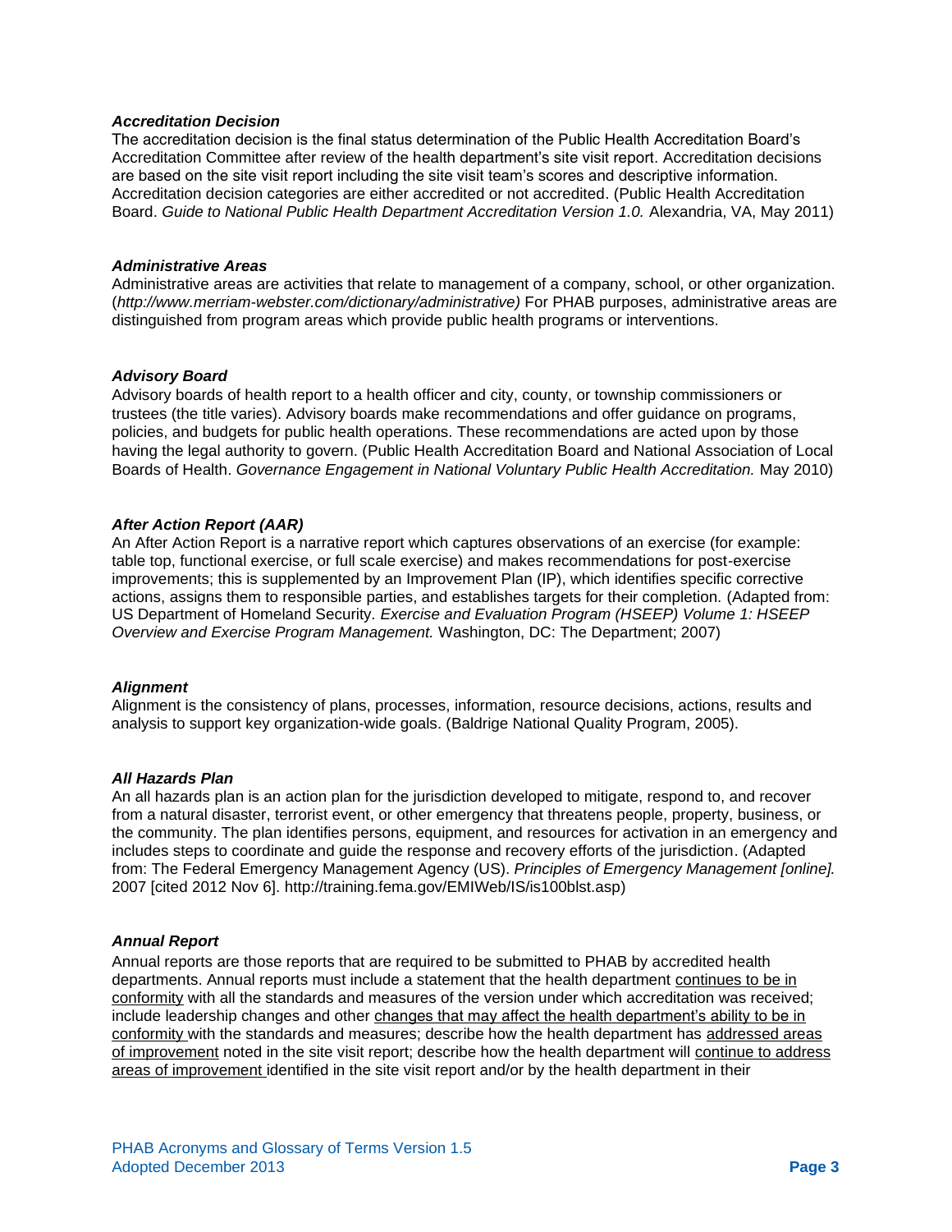### *Accreditation Decision*

The accreditation decision is the final status determination of the Public Health Accreditation Board's Accreditation Committee after review of the health department's site visit report. Accreditation decisions are based on the site visit report including the site visit team's scores and descriptive information. Accreditation decision categories are either accredited or not accredited. (Public Health Accreditation Board. *Guide to National Public Health Department Accreditation Version 1.0.* Alexandria, VA, May 2011)

### *Administrative Areas*

Administrative areas are activities that relate to management of a company, school, or other organization. (*http://www.merriam-webster.com/dictionary/administrative)* For PHAB purposes, administrative areas are distinguished from program areas which provide public health programs or interventions.

### *Advisory Board*

Advisory boards of health report to a health officer and city, county, or township commissioners or trustees (the title varies). Advisory boards make recommendations and offer guidance on programs, policies, and budgets for public health operations. These recommendations are acted upon by those having the legal authority to govern. (Public Health Accreditation Board and National Association of Local Boards of Health. *Governance Engagement in National Voluntary Public Health Accreditation.* May 2010)

### *After Action Report (AAR)*

An After Action Report is a narrative report which captures observations of an exercise (for example: table top, functional exercise, or full scale exercise) and makes recommendations for post-exercise improvements; this is supplemented by an Improvement Plan (IP), which identifies specific corrective actions, assigns them to responsible parties, and establishes targets for their completion. (Adapted from: US Department of Homeland Security. *Exercise and Evaluation Program (HSEEP) Volume 1: HSEEP Overview and Exercise Program Management.* Washington, DC: The Department; 2007)

### *Alignment*

Alignment is the consistency of plans, processes, information, resource decisions, actions, results and analysis to support key organization-wide goals. (Baldrige National Quality Program, 2005).

### *All Hazards Plan*

An all hazards plan is an action plan for the jurisdiction developed to mitigate, respond to, and recover from a natural disaster, terrorist event, or other emergency that threatens people, property, business, or the community. The plan identifies persons, equipment, and resources for activation in an emergency and includes steps to coordinate and guide the response and recovery efforts of the jurisdiction. (Adapted from: The Federal Emergency Management Agency (US). *Principles of Emergency Management [online].* 2007 [cited 2012 Nov 6]. http://training.fema.gov/EMIWeb/IS/is100blst.asp)

### *Annual Report*

Annual reports are those reports that are required to be submitted to PHAB by accredited health departments. Annual reports must include a statement that the health department continues to be in conformity with all the standards and measures of the version under which accreditation was received; include leadership changes and other changes that may affect the health department's ability to be in conformity with the standards and measures; describe how the health department has addressed areas of improvement noted in the site visit report; describe how the health department will continue to address areas of improvement identified in the site visit report and/or by the health department in their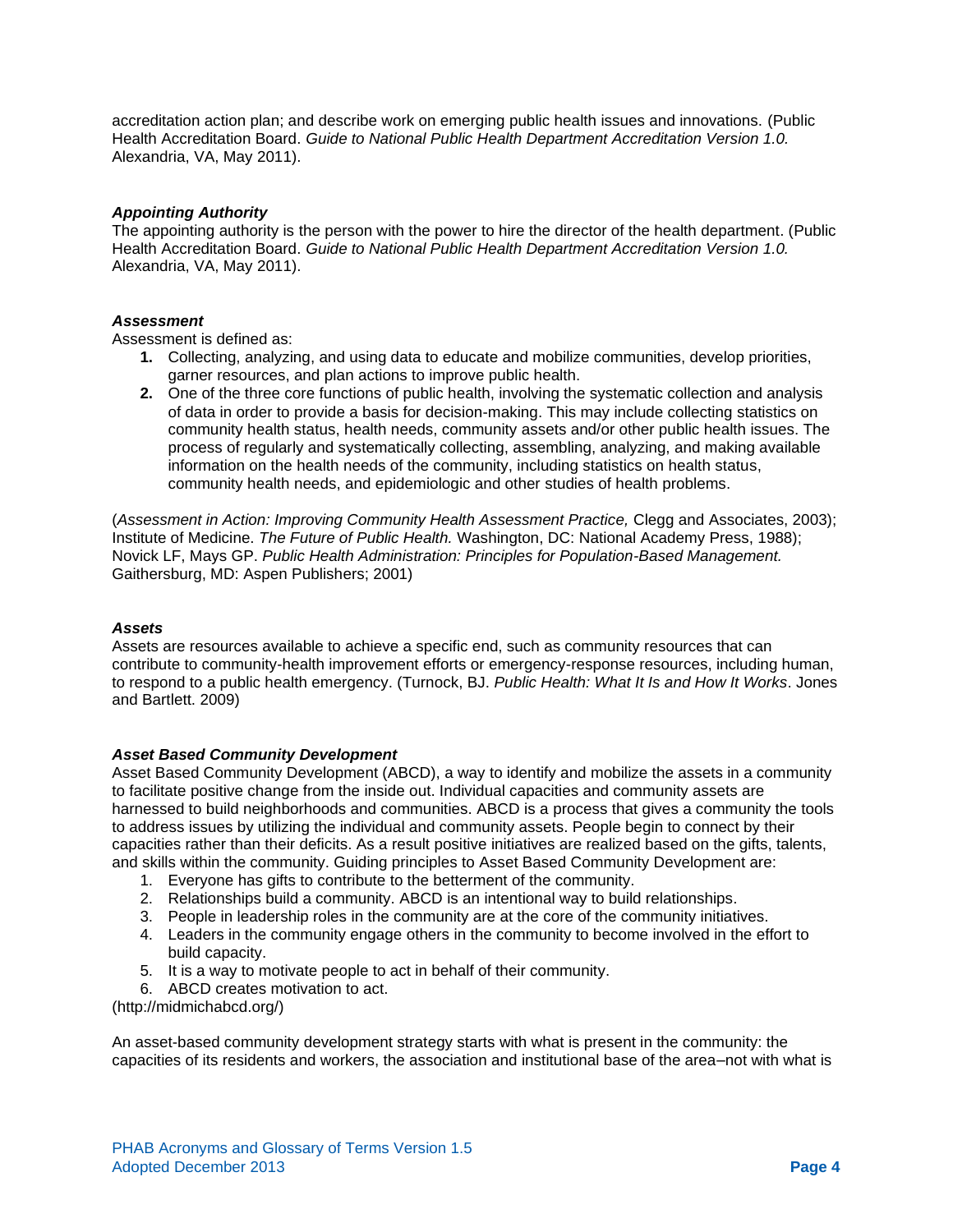accreditation action plan; and describe work on emerging public health issues and innovations. (Public Health Accreditation Board. *Guide to National Public Health Department Accreditation Version 1.0.* Alexandria, VA, May 2011).

***Appointing Authority***
The appointing authority is the person with the power to hire the director of the health department. (Public Health Accreditation Board. *Guide to National Public Health Department Accreditation Version 1.0.* Alexandria, VA, May 2011).

***Assessment***
Assessment is defined as:

1. Collecting, analyzing, and using data to educate and mobilize communities, develop priorities, garner resources, and plan actions to improve public health.
2. One of the three core functions of public health, involving the systematic collection and analysis of data in order to provide a basis for decision-making. This may include collecting statistics on community health status, health needs, community assets and/or other public health issues. The process of regularly and systematically collecting, assembling, analyzing, and making available information on the health needs of the community, including statistics on health status, community health needs, and epidemiologic and other studies of health problems.

(*Assessment in Action: Improving Community Health Assessment Practice,* Clegg and Associates, 2003); Institute of Medicine. *The Future of Public Health.* Washington, DC: National Academy Press, 1988); Novick LF, Mays GP. *Public Health Administration: Principles for Population-Based Management.* Gaithersburg, MD: Aspen Publishers; 2001)

***Assets***
Assets are resources available to achieve a specific end, such as community resources that can contribute to community-health improvement efforts or emergency-response resources, including human, to respond to a public health emergency. (Turnock, BJ. *Public Health: What It Is and How It Works*. Jones and Bartlett. 2009)

***Asset Based Community Development***
Asset Based Community Development (ABCD), a way to identify and mobilize the assets in a community to facilitate positive change from the inside out. Individual capacities and community assets are harnessed to build neighborhoods and communities. ABCD is a process that gives a community the tools to address issues by utilizing the individual and community assets. People begin to connect by their capacities rather than their deficits. As a result positive initiatives are realized based on the gifts, talents, and skills within the community. Guiding principles to Asset Based Community Development are:

1. Everyone has gifts to contribute to the betterment of the community.
2. Relationships build a community. ABCD is an intentional way to build relationships.
3. People in leadership roles in the community are at the core of the community initiatives.
4. Leaders in the community engage others in the community to become involved in the effort to build capacity.
5. It is a way to motivate people to act in behalf of their community.
6. ABCD creates motivation to act.

(http://midmichabcd.org/)

An asset-based community development strategy starts with what is present in the community: the capacities of its residents and workers, the association and institutional base of the area–not with what is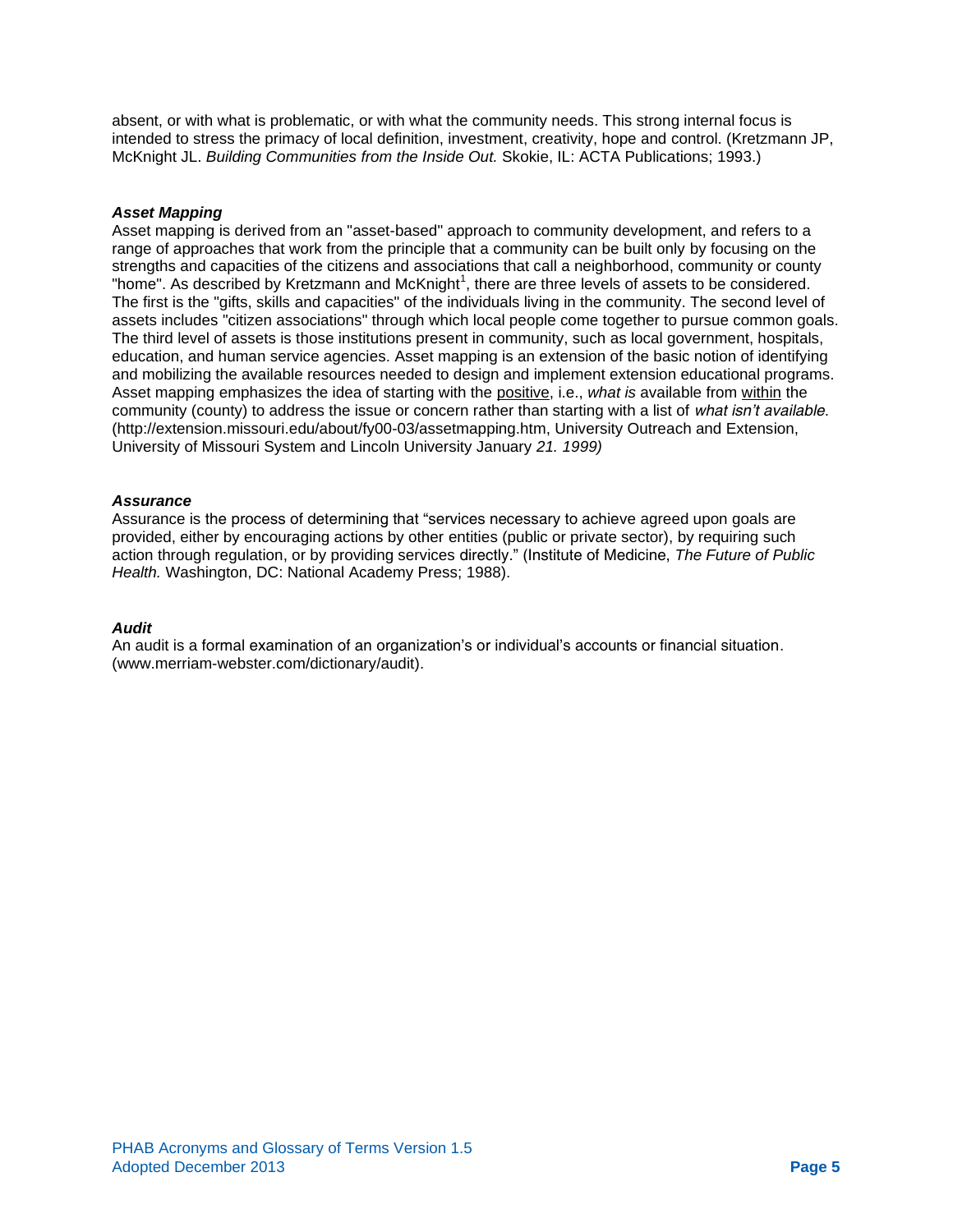absent, or with what is problematic, or with what the community needs. This strong internal focus is intended to stress the primacy of local definition, investment, creativity, hope and control. (Kretzmann JP, McKnight JL. *Building Communities from the Inside Out.* Skokie, IL: ACTA Publications; 1993.)

### ***Asset Mapping***

Asset mapping is derived from an "asset-based" approach to community development, and refers to a range of approaches that work from the principle that a community can be built only by focusing on the strengths and capacities of the citizens and associations that call a neighborhood, community or county "home". As described by Kretzmann and McKnight[1], there are three levels of assets to be considered. The first is the "gifts, skills and capacities" of the individuals living in the community. The second level of assets includes "citizen associations" through which local people come together to pursue common goals. The third level of assets is those institutions present in community, such as local government, hospitals, education, and human service agencies. Asset mapping is an extension of the basic notion of identifying and mobilizing the available resources needed to design and implement extension educational programs. Asset mapping emphasizes the idea of starting with the <u>positive</u>, i.e., *what is* available from <u>within</u> the community (county) to address the issue or concern rather than starting with a list of *what isn't available.* (http://extension.missouri.edu/about/fy00-03/assetmapping.htm, University Outreach and Extension, University of Missouri System and Lincoln University January *21. 1999)*

### ***Assurance***

Assurance is the process of determining that "services necessary to achieve agreed upon goals are provided, either by encouraging actions by other entities (public or private sector), by requiring such action through regulation, or by providing services directly." (Institute of Medicine, *The Future of Public Health.* Washington, DC: National Academy Press; 1988).

### ***Audit***

An audit is a formal examination of an organization's or individual's accounts or financial situation. (www.merriam-webster.com/dictionary/audit).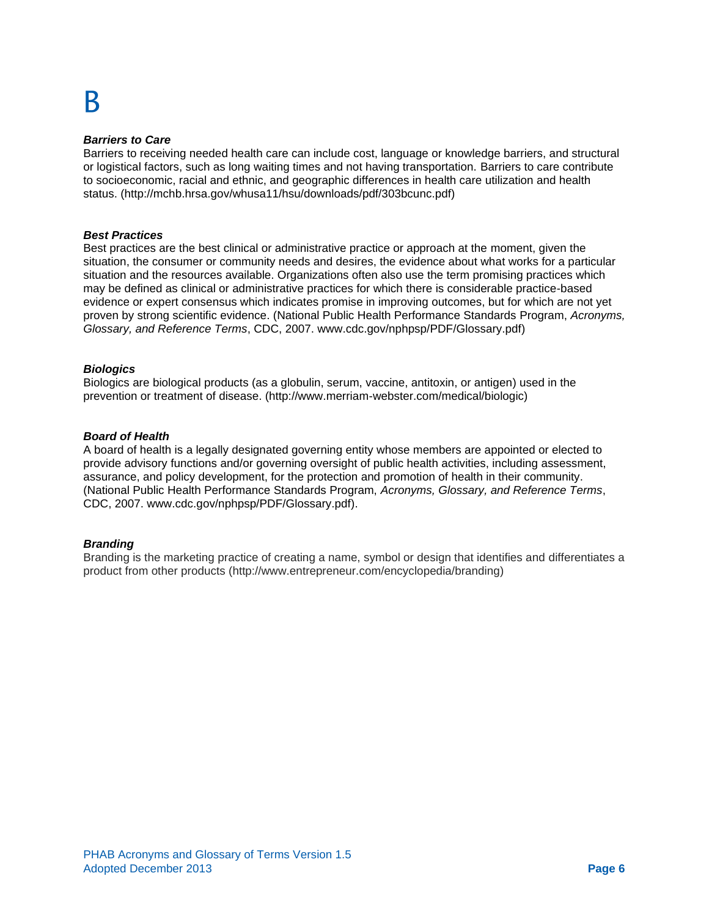# B

***Barriers to Care***

Barriers to receiving needed health care can include cost, language or knowledge barriers, and structural or logistical factors, such as long waiting times and not having transportation. Barriers to care contribute to socioeconomic, racial and ethnic, and geographic differences in health care utilization and health status. (http://mchb.hrsa.gov/whusa11/hsu/downloads/pdf/303bcunc.pdf)

***Best Practices***

Best practices are the best clinical or administrative practice or approach at the moment, given the situation, the consumer or community needs and desires, the evidence about what works for a particular situation and the resources available. Organizations often also use the term promising practices which may be defined as clinical or administrative practices for which there is considerable practice-based evidence or expert consensus which indicates promise in improving outcomes, but for which are not yet proven by strong scientific evidence. (National Public Health Performance Standards Program, *Acronyms, Glossary, and Reference Terms*, CDC, 2007. www.cdc.gov/nphpsp/PDF/Glossary.pdf)

***Biologics***

Biologics are biological products (as a globulin, serum, vaccine, antitoxin, or antigen) used in the prevention or treatment of disease. (http://www.merriam-webster.com/medical/biologic)

***Board of Health***

A board of health is a legally designated governing entity whose members are appointed or elected to provide advisory functions and/or governing oversight of public health activities, including assessment, assurance, and policy development, for the protection and promotion of health in their community. (National Public Health Performance Standards Program, *Acronyms, Glossary, and Reference Terms*, CDC, 2007. www.cdc.gov/nphpsp/PDF/Glossary.pdf).

***Branding***

Branding is the marketing practice of creating a name, symbol or design that identifies and differentiates a product from other products (http://www.entrepreneur.com/encyclopedia/branding)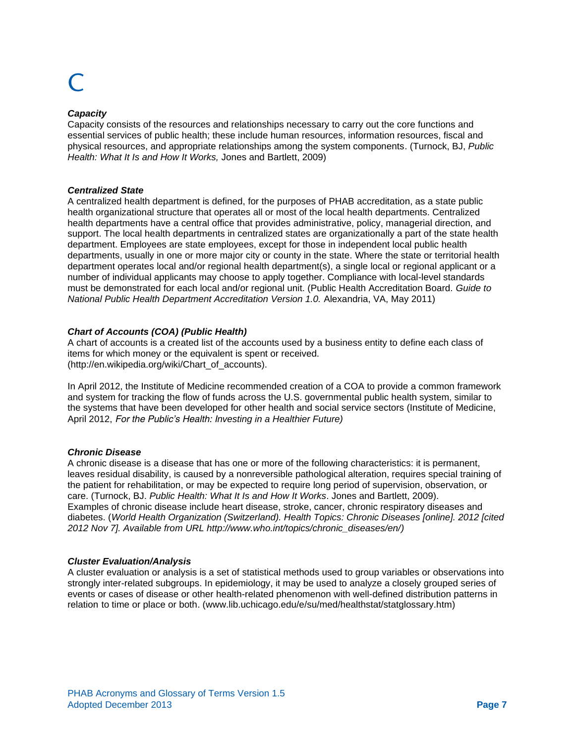# C

***Capacity***

Capacity consists of the resources and relationships necessary to carry out the core functions and essential services of public health; these include human resources, information resources, fiscal and physical resources, and appropriate relationships among the system components. (Turnock, BJ, *Public Health: What It Is and How It Works,* Jones and Bartlett, 2009)

***Centralized State***

A centralized health department is defined, for the purposes of PHAB accreditation, as a state public health organizational structure that operates all or most of the local health departments. Centralized health departments have a central office that provides administrative, policy, managerial direction, and support. The local health departments in centralized states are organizationally a part of the state health department. Employees are state employees, except for those in independent local public health departments, usually in one or more major city or county in the state. Where the state or territorial health department operates local and/or regional health department(s), a single local or regional applicant or a number of individual applicants may choose to apply together. Compliance with local-level standards must be demonstrated for each local and/or regional unit. (Public Health Accreditation Board. *Guide to National Public Health Department Accreditation Version 1.0.* Alexandria, VA, May 2011)

***Chart of Accounts (COA) (Public Health)***

A chart of accounts is a created list of the accounts used by a business entity to define each class of items for which money or the equivalent is spent or received. (http://en.wikipedia.org/wiki/Chart_of_accounts).

In April 2012, the Institute of Medicine recommended creation of a COA to provide a common framework and system for tracking the flow of funds across the U.S. governmental public health system, similar to the systems that have been developed for other health and social service sectors (Institute of Medicine, April 2012, *For the Public's Health: Investing in a Healthier Future)*

***Chronic Disease***

A chronic disease is a disease that has one or more of the following characteristics: it is permanent, leaves residual disability, is caused by a nonreversible pathological alteration, requires special training of the patient for rehabilitation, or may be expected to require long period of supervision, observation, or care. (Turnock, BJ. *Public Health: What It Is and How It Works*. Jones and Bartlett, 2009). Examples of chronic disease include heart disease, stroke, cancer, chronic respiratory diseases and diabetes. (*World Health Organization (Switzerland). Health Topics: Chronic Diseases [online]. 2012 [cited 2012 Nov 7]. Available from URL http://www.who.int/topics/chronic_diseases/en/)*

***Cluster Evaluation/Analysis***

A cluster evaluation or analysis is a set of statistical methods used to group variables or observations into strongly inter-related subgroups. In epidemiology, it may be used to analyze a closely grouped series of events or cases of disease or other health-related phenomenon with well-defined distribution patterns in relation to time or place or both. (www.lib.uchicago.edu/e/su/med/healthstat/statglossary.htm)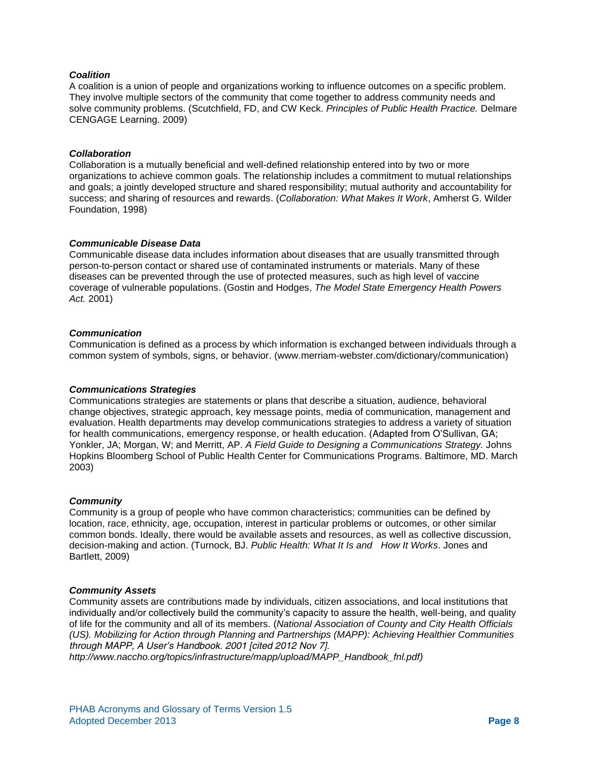***Coalition***

A coalition is a union of people and organizations working to influence outcomes on a specific problem. They involve multiple sectors of the community that come together to address community needs and solve community problems. (Scutchfield, FD, and CW Keck. *Principles of Public Health Practice.* Delmare CENGAGE Learning. 2009)

***Collaboration***

Collaboration is a mutually beneficial and well-defined relationship entered into by two or more organizations to achieve common goals. The relationship includes a commitment to mutual relationships and goals; a jointly developed structure and shared responsibility; mutual authority and accountability for success; and sharing of resources and rewards. (*Collaboration: What Makes It Work*, Amherst G. Wilder Foundation, 1998)

***Communicable Disease Data***

Communicable disease data includes information about diseases that are usually transmitted through person-to-person contact or shared use of contaminated instruments or materials. Many of these diseases can be prevented through the use of protected measures, such as high level of vaccine coverage of vulnerable populations. (Gostin and Hodges, *The Model State Emergency Health Powers Act.* 2001)

***Communication***

Communication is defined as a process by which information is exchanged between individuals through a common system of symbols, signs, or behavior. (www.merriam-webster.com/dictionary/communication)

***Communications Strategies***

Communications strategies are statements or plans that describe a situation, audience, behavioral change objectives, strategic approach, key message points, media of communication, management and evaluation. Health departments may develop communications strategies to address a variety of situation for health communications, emergency response, or health education. (Adapted from O'Sullivan, GA; Yonkler, JA; Morgan, W; and Merritt, AP. *A Field Guide to Designing a Communications Strategy.* Johns Hopkins Bloomberg School of Public Health Center for Communications Programs. Baltimore, MD. March 2003)

***Community***

Community is a group of people who have common characteristics; communities can be defined by location, race, ethnicity, age, occupation, interest in particular problems or outcomes, or other similar common bonds. Ideally, there would be available assets and resources, as well as collective discussion, decision-making and action. (Turnock, BJ. *Public Health: What It Is and How It Works*. Jones and Bartlett, 2009)

***Community Assets***

Community assets are contributions made by individuals, citizen associations, and local institutions that individually and/or collectively build the community's capacity to assure the health, well-being, and quality of life for the community and all of its members. (*National Association of County and City Health Officials (US). Mobilizing for Action through Planning and Partnerships (MAPP): Achieving Healthier Communities through MAPP, A User's Handbook. 2001 [cited 2012 Nov 7]. http://www.naccho.org/topics/infrastructure/mapp/upload/MAPP_Handbook_fnl.pdf)*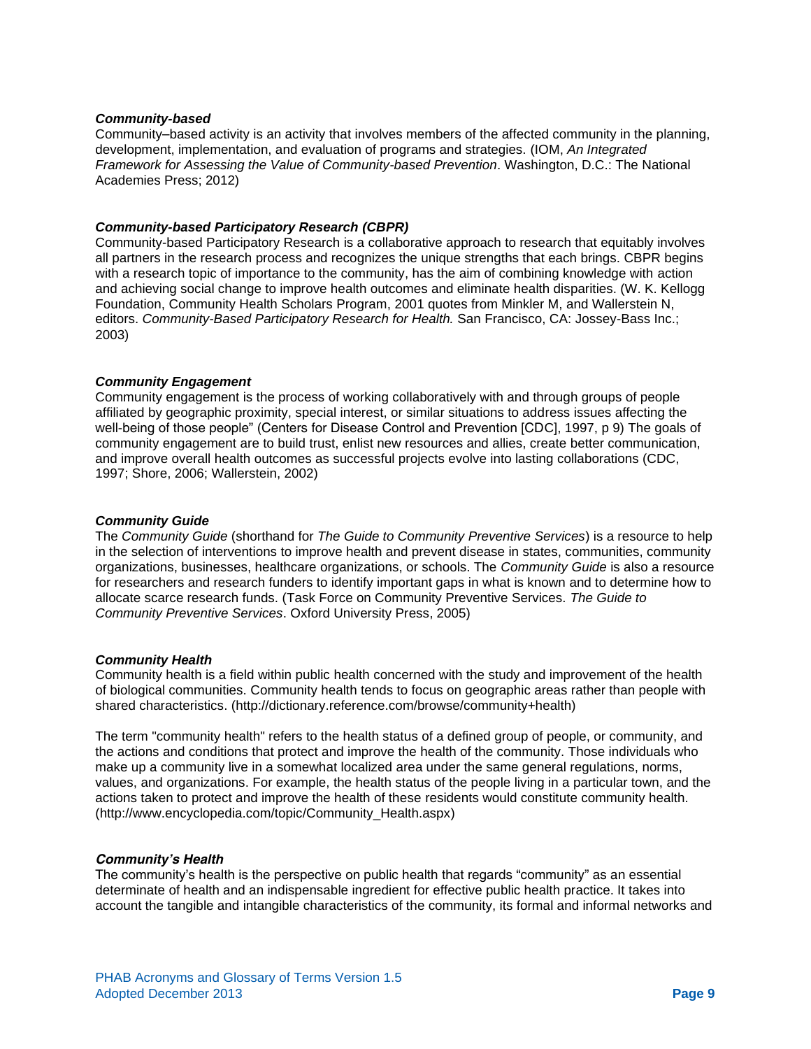***Community-based***

Community–based activity is an activity that involves members of the affected community in the planning, development, implementation, and evaluation of programs and strategies. (IOM, *An Integrated Framework for Assessing the Value of Community-based Prevention*. Washington, D.C.: The National Academies Press; 2012)

***Community-based Participatory Research (CBPR)***

Community-based Participatory Research is a collaborative approach to research that equitably involves all partners in the research process and recognizes the unique strengths that each brings. CBPR begins with a research topic of importance to the community, has the aim of combining knowledge with action and achieving social change to improve health outcomes and eliminate health disparities. (W. K. Kellogg Foundation, Community Health Scholars Program, 2001 quotes from Minkler M, and Wallerstein N, editors. *Community-Based Participatory Research for Health.* San Francisco, CA: Jossey-Bass Inc.; 2003)

***Community Engagement***

Community engagement is the process of working collaboratively with and through groups of people affiliated by geographic proximity, special interest, or similar situations to address issues affecting the well-being of those people" (Centers for Disease Control and Prevention [CDC], 1997, p 9) The goals of community engagement are to build trust, enlist new resources and allies, create better communication, and improve overall health outcomes as successful projects evolve into lasting collaborations (CDC, 1997; Shore, 2006; Wallerstein, 2002)

***Community Guide***

The *Community Guide* (shorthand for *The Guide to Community Preventive Services*) is a resource to help in the selection of interventions to improve health and prevent disease in states, communities, community organizations, businesses, healthcare organizations, or schools. The *Community Guide* is also a resource for researchers and research funders to identify important gaps in what is known and to determine how to allocate scarce research funds. (Task Force on Community Preventive Services. *The Guide to Community Preventive Services*. Oxford University Press, 2005)

***Community Health***

Community health is a field within public health concerned with the study and improvement of the health of biological communities. Community health tends to focus on geographic areas rather than people with shared characteristics. (http://dictionary.reference.com/browse/community+health)

The term "community health" refers to the health status of a defined group of people, or community, and the actions and conditions that protect and improve the health of the community. Those individuals who make up a community live in a somewhat localized area under the same general regulations, norms, values, and organizations. For example, the health status of the people living in a particular town, and the actions taken to protect and improve the health of these residents would constitute community health. (http://www.encyclopedia.com/topic/Community_Health.aspx)

***Community's Health***

The community's health is the perspective on public health that regards "community" as an essential determinate of health and an indispensable ingredient for effective public health practice. It takes into account the tangible and intangible characteristics of the community, its formal and informal networks and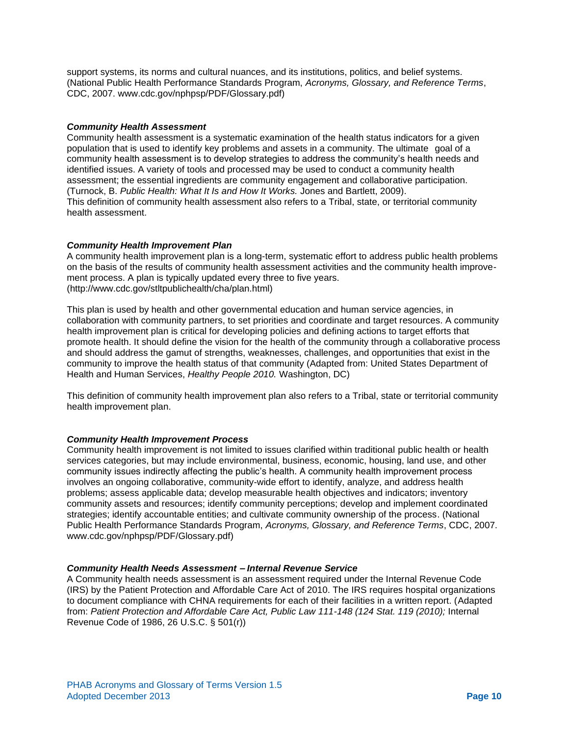support systems, its norms and cultural nuances, and its institutions, politics, and belief systems. (National Public Health Performance Standards Program, *Acronyms, Glossary, and Reference Terms*, CDC, 2007. www.cdc.gov/nphpsp/PDF/Glossary.pdf)

***Community Health Assessment***

Community health assessment is a systematic examination of the health status indicators for a given population that is used to identify key problems and assets in a community. The ultimate goal of a community health assessment is to develop strategies to address the community's health needs and identified issues. A variety of tools and processed may be used to conduct a community health assessment; the essential ingredients are community engagement and collaborative participation. (Turnock, B. *Public Health: What It Is and How It Works.* Jones and Bartlett, 2009).
This definition of community health assessment also refers to a Tribal, state, or territorial community health assessment.

***Community Health Improvement Plan***

A community health improvement plan is a long-term, systematic effort to address public health problems on the basis of the results of community health assessment activities and the community health improvement process. A plan is typically updated every three to five years.
(http://www.cdc.gov/stltpublichealth/cha/plan.html)

This plan is used by health and other governmental education and human service agencies, in collaboration with community partners, to set priorities and coordinate and target resources. A community health improvement plan is critical for developing policies and defining actions to target efforts that promote health. It should define the vision for the health of the community through a collaborative process and should address the gamut of strengths, weaknesses, challenges, and opportunities that exist in the community to improve the health status of that community (Adapted from: United States Department of Health and Human Services, *Healthy People 2010.* Washington, DC)

This definition of community health improvement plan also refers to a Tribal, state or territorial community health improvement plan.

***Community Health Improvement Process***

Community health improvement is not limited to issues clarified within traditional public health or health services categories, but may include environmental, business, economic, housing, land use, and other community issues indirectly affecting the public's health. A community health improvement process involves an ongoing collaborative, community-wide effort to identify, analyze, and address health problems; assess applicable data; develop measurable health objectives and indicators; inventory community assets and resources; identify community perceptions; develop and implement coordinated strategies; identify accountable entities; and cultivate community ownership of the process. (National Public Health Performance Standards Program, *Acronyms, Glossary, and Reference Terms*, CDC, 2007. www.cdc.gov/nphpsp/PDF/Glossary.pdf)

***Community Health Needs Assessment – Internal Revenue Service***

A Community health needs assessment is an assessment required under the Internal Revenue Code (IRS) by the Patient Protection and Affordable Care Act of 2010. The IRS requires hospital organizations to document compliance with CHNA requirements for each of their facilities in a written report. (Adapted from: *Patient Protection and Affordable Care Act, Public Law 111-148 (124 Stat. 119 (2010);* Internal Revenue Code of 1986, 26 U.S.C. § 501(r))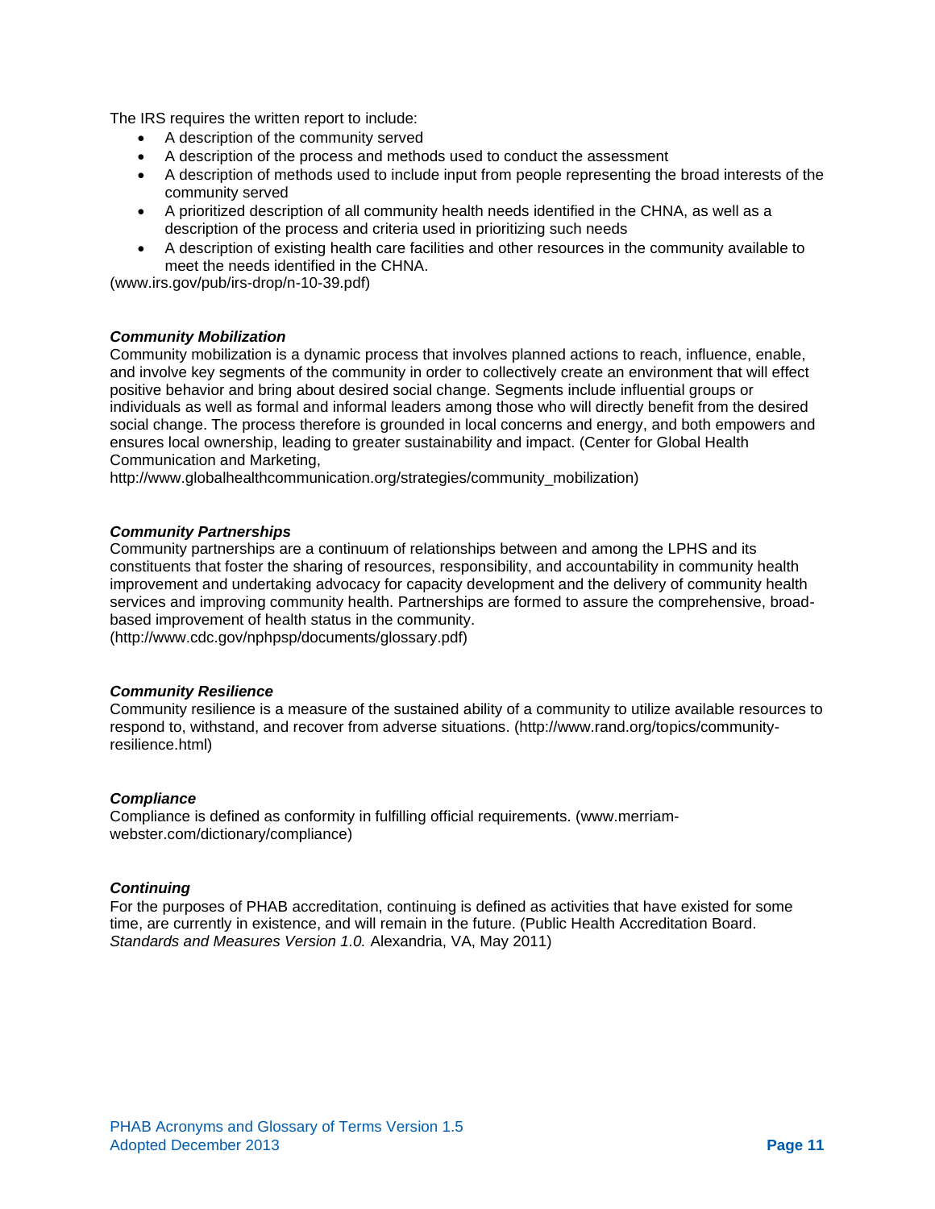The IRS requires the written report to include:

- A description of the community served
- A description of the process and methods used to conduct the assessment
- A description of methods used to include input from people representing the broad interests of the community served
- A prioritized description of all community health needs identified in the CHNA, as well as a description of the process and criteria used in prioritizing such needs
- A description of existing health care facilities and other resources in the community available to meet the needs identified in the CHNA.

(www.irs.gov/pub/irs-drop/n-10-39.pdf)

***Community Mobilization***

Community mobilization is a dynamic process that involves planned actions to reach, influence, enable, and involve key segments of the community in order to collectively create an environment that will effect positive behavior and bring about desired social change. Segments include influential groups or individuals as well as formal and informal leaders among those who will directly benefit from the desired social change. The process therefore is grounded in local concerns and energy, and both empowers and ensures local ownership, leading to greater sustainability and impact. (Center for Global Health Communication and Marketing, http://www.globalhealthcommunication.org/strategies/community_mobilization)

***Community Partnerships***

Community partnerships are a continuum of relationships between and among the LPHS and its constituents that foster the sharing of resources, responsibility, and accountability in community health improvement and undertaking advocacy for capacity development and the delivery of community health services and improving community health. Partnerships are formed to assure the comprehensive, broad-based improvement of health status in the community. (http://www.cdc.gov/nphpsp/documents/glossary.pdf)

***Community Resilience***

Community resilience is a measure of the sustained ability of a community to utilize available resources to respond to, withstand, and recover from adverse situations. (http://www.rand.org/topics/community-resilience.html)

***Compliance***

Compliance is defined as conformity in fulfilling official requirements. (www.merriam-webster.com/dictionary/compliance)

***Continuing***

For the purposes of PHAB accreditation, continuing is defined as activities that have existed for some time, are currently in existence, and will remain in the future. (Public Health Accreditation Board. *Standards and Measures Version 1.0.* Alexandria, VA, May 2011)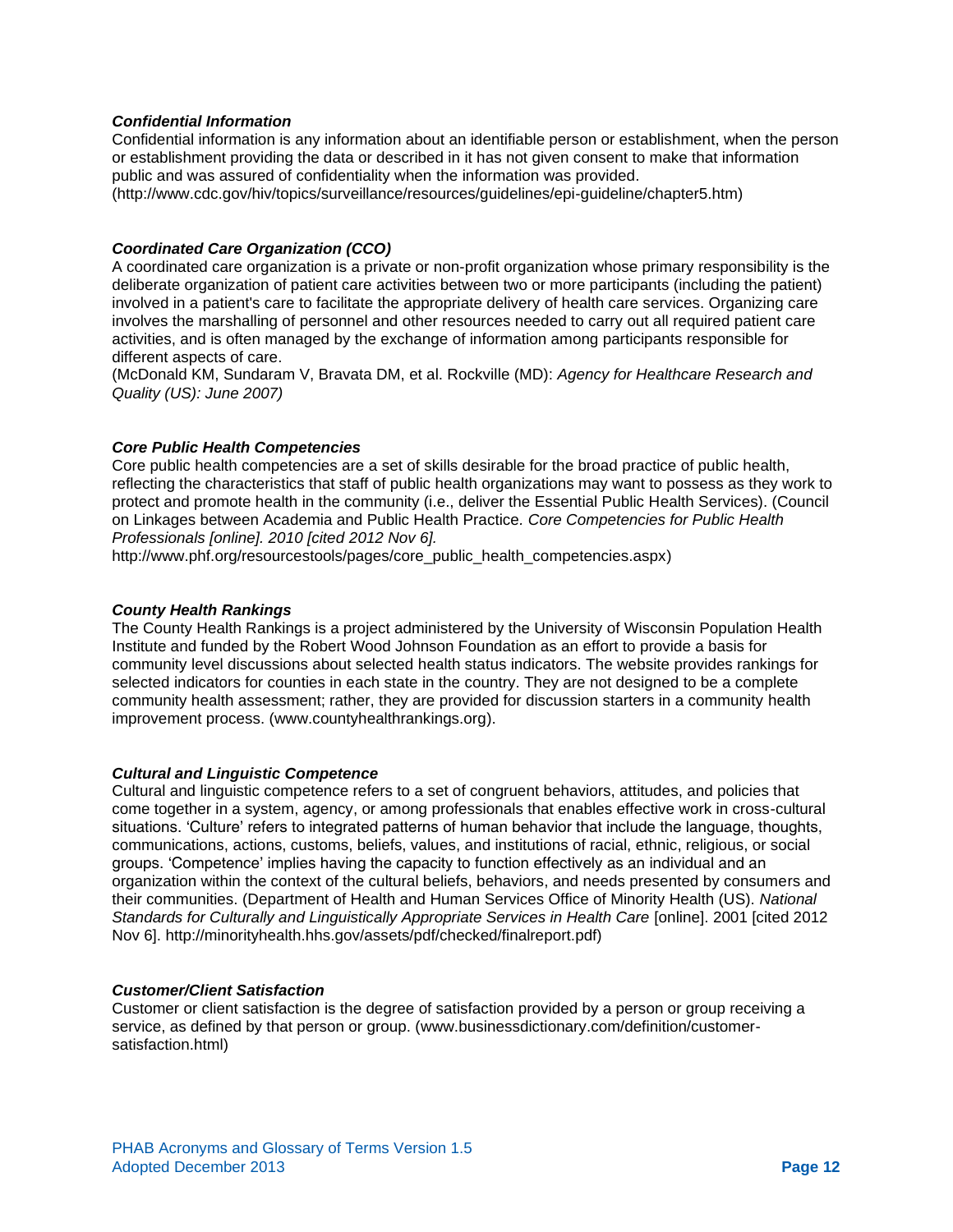***Confidential Information***

Confidential information is any information about an identifiable person or establishment, when the person or establishment providing the data or described in it has not given consent to make that information public and was assured of confidentiality when the information was provided. (http://www.cdc.gov/hiv/topics/surveillance/resources/guidelines/epi-guideline/chapter5.htm)

***Coordinated Care Organization (CCO)***

A coordinated care organization is a private or non-profit organization whose primary responsibility is the deliberate organization of patient care activities between two or more participants (including the patient) involved in a patient's care to facilitate the appropriate delivery of health care services. Organizing care involves the marshalling of personnel and other resources needed to carry out all required patient care activities, and is often managed by the exchange of information among participants responsible for different aspects of care.
(McDonald KM, Sundaram V, Bravata DM, et al. Rockville (MD): *Agency for Healthcare Research and Quality (US): June 2007)*

***Core Public Health Competencies***

Core public health competencies are a set of skills desirable for the broad practice of public health, reflecting the characteristics that staff of public health organizations may want to possess as they work to protect and promote health in the community (i.e., deliver the Essential Public Health Services). (Council on Linkages between Academia and Public Health Practice. *Core Competencies for Public Health Professionals [online]. 2010 [cited 2012 Nov 6].*
http://www.phf.org/resourcestools/pages/core_public_health_competencies.aspx)

***County Health Rankings***

The County Health Rankings is a project administered by the University of Wisconsin Population Health Institute and funded by the Robert Wood Johnson Foundation as an effort to provide a basis for community level discussions about selected health status indicators. The website provides rankings for selected indicators for counties in each state in the country. They are not designed to be a complete community health assessment; rather, they are provided for discussion starters in a community health improvement process. (www.countyhealthrankings.org).

***Cultural and Linguistic Competence***

Cultural and linguistic competence refers to a set of congruent behaviors, attitudes, and policies that come together in a system, agency, or among professionals that enables effective work in cross-cultural situations. 'Culture' refers to integrated patterns of human behavior that include the language, thoughts, communications, actions, customs, beliefs, values, and institutions of racial, ethnic, religious, or social groups. 'Competence' implies having the capacity to function effectively as an individual and an organization within the context of the cultural beliefs, behaviors, and needs presented by consumers and their communities. (Department of Health and Human Services Office of Minority Health (US). *National Standards for Culturally and Linguistically Appropriate Services in Health Care* [online]. 2001 [cited 2012 Nov 6]. http://minorityhealth.hhs.gov/assets/pdf/checked/finalreport.pdf)

***Customer/Client Satisfaction***

Customer or client satisfaction is the degree of satisfaction provided by a person or group receiving a service, as defined by that person or group. (www.businessdictionary.com/definition/customer-satisfaction.html)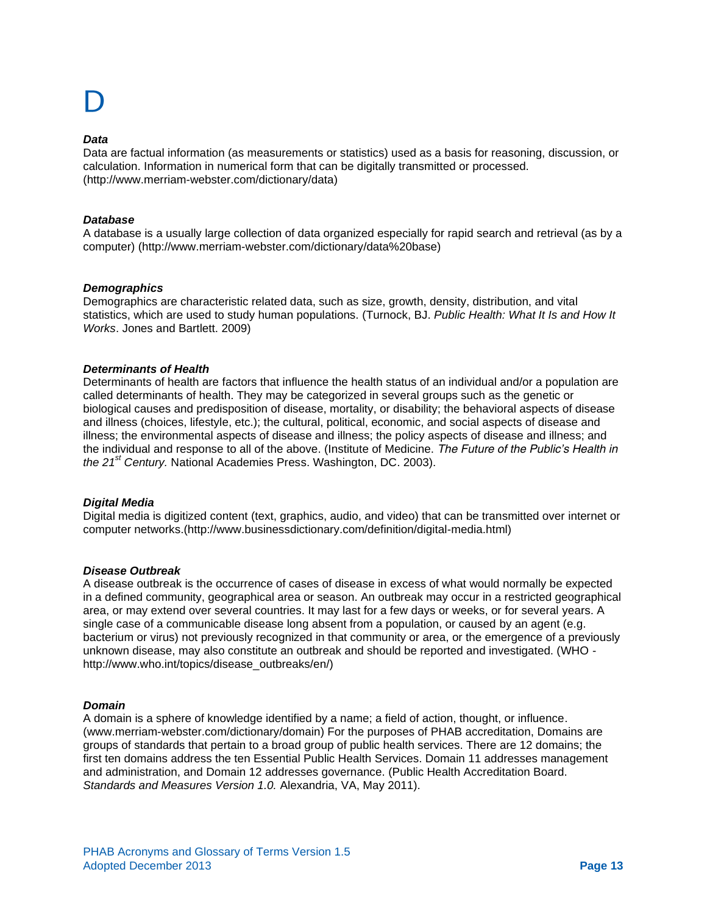# D

***Data***

Data are factual information (as measurements or statistics) used as a basis for reasoning, discussion, or calculation. Information in numerical form that can be digitally transmitted or processed. (http://www.merriam-webster.com/dictionary/data)

***Database***

A database is a usually large collection of data organized especially for rapid search and retrieval (as by a computer) (http://www.merriam-webster.com/dictionary/data%20base)

***Demographics***

Demographics are characteristic related data, such as size, growth, density, distribution, and vital statistics, which are used to study human populations. (Turnock, BJ. *Public Health: What It Is and How It Works*. Jones and Bartlett. 2009)

***Determinants of Health***

Determinants of health are factors that influence the health status of an individual and/or a population are called determinants of health. They may be categorized in several groups such as the genetic or biological causes and predisposition of disease, mortality, or disability; the behavioral aspects of disease and illness (choices, lifestyle, etc.); the cultural, political, economic, and social aspects of disease and illness; the environmental aspects of disease and illness; the policy aspects of disease and illness; and the individual and response to all of the above. (Institute of Medicine. *The Future of the Public's Health in the 21st Century.* National Academies Press. Washington, DC. 2003).

***Digital Media***

Digital media is digitized content (text, graphics, audio, and video) that can be transmitted over internet or computer networks.(http://www.businessdictionary.com/definition/digital-media.html)

***Disease Outbreak***

A disease outbreak is the occurrence of cases of disease in excess of what would normally be expected in a defined community, geographical area or season. An outbreak may occur in a restricted geographical area, or may extend over several countries. It may last for a few days or weeks, or for several years. A single case of a communicable disease long absent from a population, or caused by an agent (e.g. bacterium or virus) not previously recognized in that community or area, or the emergence of a previously unknown disease, may also constitute an outbreak and should be reported and investigated. (WHO - http://www.who.int/topics/disease_outbreaks/en/)

***Domain***

A domain is a sphere of knowledge identified by a name; a field of action, thought, or influence. (www.merriam-webster.com/dictionary/domain) For the purposes of PHAB accreditation, Domains are groups of standards that pertain to a broad group of public health services. There are 12 domains; the first ten domains address the ten Essential Public Health Services. Domain 11 addresses management and administration, and Domain 12 addresses governance. (Public Health Accreditation Board. *Standards and Measures Version 1.0.* Alexandria, VA, May 2011).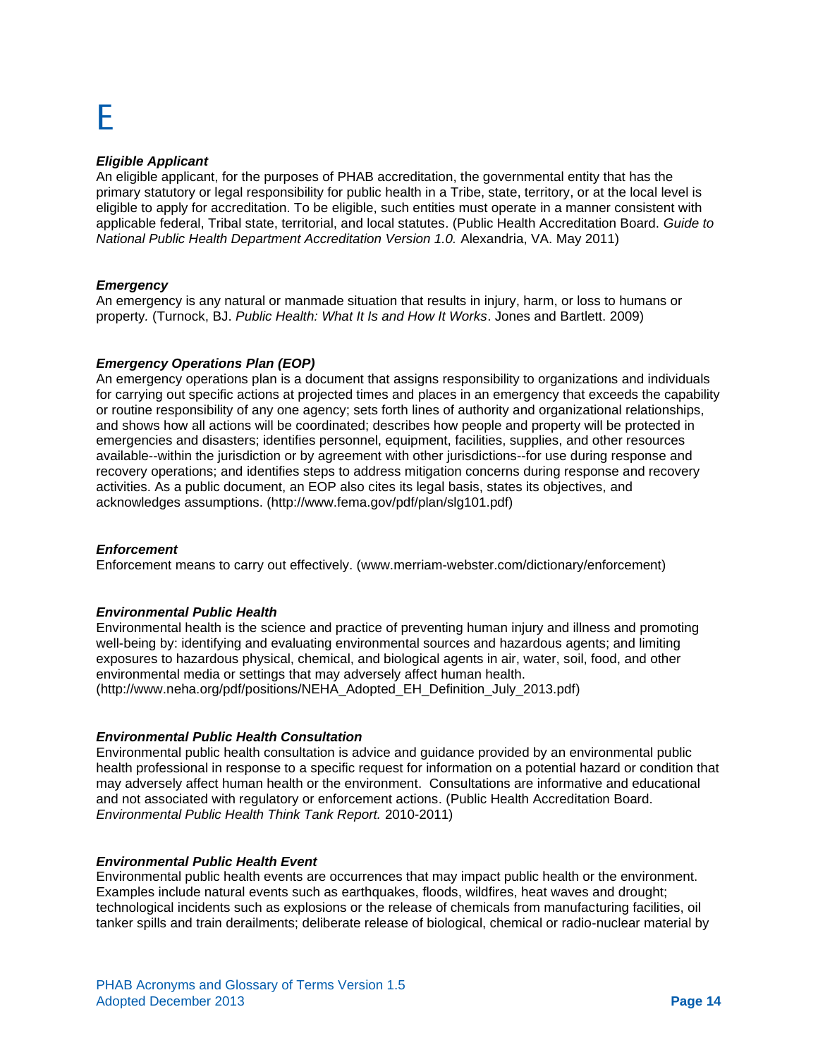# E

***Eligible Applicant***

An eligible applicant, for the purposes of PHAB accreditation, the governmental entity that has the primary statutory or legal responsibility for public health in a Tribe, state, territory, or at the local level is eligible to apply for accreditation. To be eligible, such entities must operate in a manner consistent with applicable federal, Tribal state, territorial, and local statutes. (Public Health Accreditation Board. *Guide to National Public Health Department Accreditation Version 1.0.* Alexandria, VA. May 2011)

***Emergency***

An emergency is any natural or manmade situation that results in injury, harm, or loss to humans or property. (Turnock, BJ. *Public Health: What It Is and How It Works*. Jones and Bartlett. 2009)

***Emergency Operations Plan (EOP)***

An emergency operations plan is a document that assigns responsibility to organizations and individuals for carrying out specific actions at projected times and places in an emergency that exceeds the capability or routine responsibility of any one agency; sets forth lines of authority and organizational relationships, and shows how all actions will be coordinated; describes how people and property will be protected in emergencies and disasters; identifies personnel, equipment, facilities, supplies, and other resources available--within the jurisdiction or by agreement with other jurisdictions--for use during response and recovery operations; and identifies steps to address mitigation concerns during response and recovery activities. As a public document, an EOP also cites its legal basis, states its objectives, and acknowledges assumptions. (http://www.fema.gov/pdf/plan/slg101.pdf)

***Enforcement***

Enforcement means to carry out effectively. (www.merriam-webster.com/dictionary/enforcement)

***Environmental Public Health***

Environmental health is the science and practice of preventing human injury and illness and promoting well-being by: identifying and evaluating environmental sources and hazardous agents; and limiting exposures to hazardous physical, chemical, and biological agents in air, water, soil, food, and other environmental media or settings that may adversely affect human health. (http://www.neha.org/pdf/positions/NEHA_Adopted_EH_Definition_July_2013.pdf)

***Environmental Public Health Consultation***

Environmental public health consultation is advice and guidance provided by an environmental public health professional in response to a specific request for information on a potential hazard or condition that may adversely affect human health or the environment. Consultations are informative and educational and not associated with regulatory or enforcement actions. (Public Health Accreditation Board. *Environmental Public Health Think Tank Report.* 2010-2011)

***Environmental Public Health Event***

Environmental public health events are occurrences that may impact public health or the environment. Examples include natural events such as earthquakes, floods, wildfires, heat waves and drought; technological incidents such as explosions or the release of chemicals from manufacturing facilities, oil tanker spills and train derailments; deliberate release of biological, chemical or radio-nuclear material by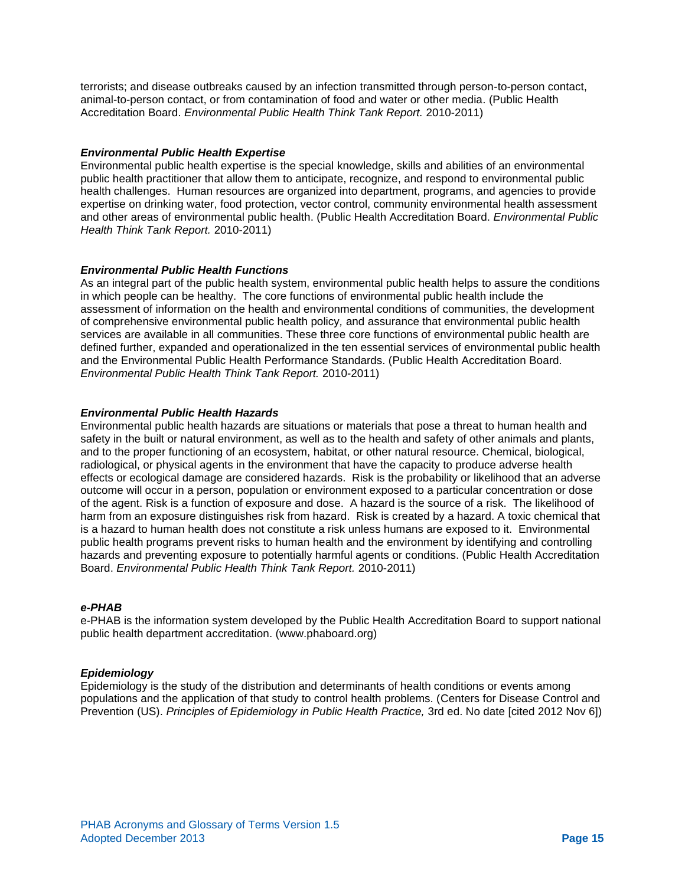terrorists; and disease outbreaks caused by an infection transmitted through person-to-person contact, animal-to-person contact, or from contamination of food and water or other media. (Public Health Accreditation Board. *Environmental Public Health Think Tank Report.* 2010-2011)

***Environmental Public Health Expertise***

Environmental public health expertise is the special knowledge, skills and abilities of an environmental public health practitioner that allow them to anticipate, recognize, and respond to environmental public health challenges. Human resources are organized into department, programs, and agencies to provide expertise on drinking water, food protection, vector control, community environmental health assessment and other areas of environmental public health. (Public Health Accreditation Board. *Environmental Public Health Think Tank Report.* 2010-2011)

***Environmental Public Health Functions***

As an integral part of the public health system, environmental public health helps to assure the conditions in which people can be healthy. The core functions of environmental public health include the assessment of information on the health and environmental conditions of communities, the development of comprehensive environmental public health policy, and assurance that environmental public health services are available in all communities. These three core functions of environmental public health are defined further, expanded and operationalized in the ten essential services of environmental public health and the Environmental Public Health Performance Standards. (Public Health Accreditation Board. *Environmental Public Health Think Tank Report.* 2010-2011)

***Environmental Public Health Hazards***

Environmental public health hazards are situations or materials that pose a threat to human health and safety in the built or natural environment, as well as to the health and safety of other animals and plants, and to the proper functioning of an ecosystem, habitat, or other natural resource. Chemical, biological, radiological, or physical agents in the environment that have the capacity to produce adverse health effects or ecological damage are considered hazards. Risk is the probability or likelihood that an adverse outcome will occur in a person, population or environment exposed to a particular concentration or dose of the agent. Risk is a function of exposure and dose. A hazard is the source of a risk. The likelihood of harm from an exposure distinguishes risk from hazard. Risk is created by a hazard. A toxic chemical that is a hazard to human health does not constitute a risk unless humans are exposed to it. Environmental public health programs prevent risks to human health and the environment by identifying and controlling hazards and preventing exposure to potentially harmful agents or conditions. (Public Health Accreditation Board. *Environmental Public Health Think Tank Report.* 2010-2011)

***e-PHAB***

e-PHAB is the information system developed by the Public Health Accreditation Board to support national public health department accreditation. (www.phaboard.org)

***Epidemiology***

Epidemiology is the study of the distribution and determinants of health conditions or events among populations and the application of that study to control health problems. (Centers for Disease Control and Prevention (US). *Principles of Epidemiology in Public Health Practice,* 3rd ed. No date [cited 2012 Nov 6])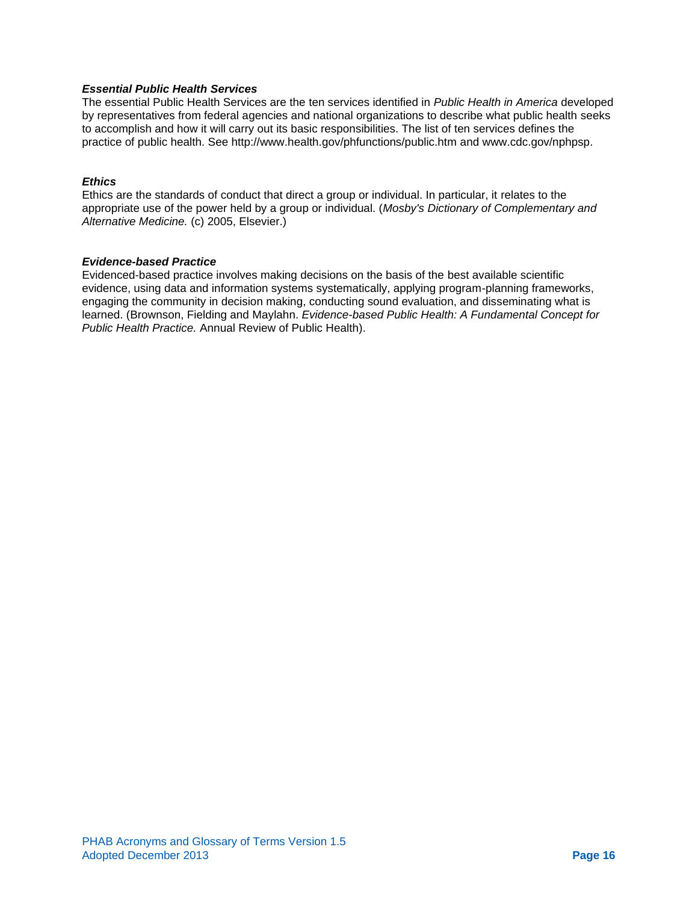***Essential Public Health Services***
The essential Public Health Services are the ten services identified in *Public Health in America* developed by representatives from federal agencies and national organizations to describe what public health seeks to accomplish and how it will carry out its basic responsibilities. The list of ten services defines the practice of public health. See http://www.health.gov/phfunctions/public.htm and www.cdc.gov/nphpsp.

***Ethics***
Ethics are the standards of conduct that direct a group or individual. In particular, it relates to the appropriate use of the power held by a group or individual. (*Mosby's Dictionary of Complementary and Alternative Medicine.* (c) 2005, Elsevier.)

***Evidence-based Practice***
Evidenced-based practice involves making decisions on the basis of the best available scientific evidence, using data and information systems systematically, applying program-planning frameworks, engaging the community in decision making, conducting sound evaluation, and disseminating what is learned. (Brownson, Fielding and Maylahn. *Evidence-based Public Health: A Fundamental Concept for Public Health Practice.* Annual Review of Public Health).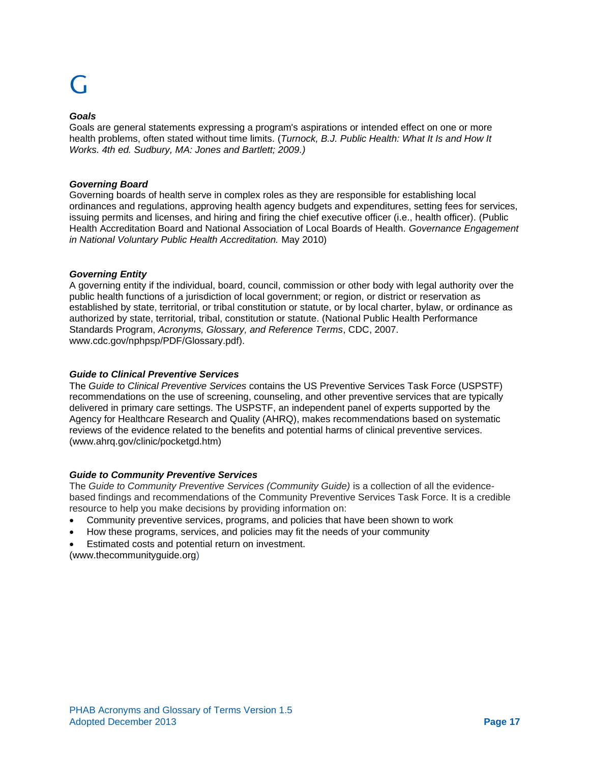# G

***Goals***

Goals are general statements expressing a program's aspirations or intended effect on one or more health problems, often stated without time limits. (*Turnock, B.J. Public Health: What It Is and How It Works. 4th ed. Sudbury, MA: Jones and Bartlett; 2009.)*

***Governing Board***

Governing boards of health serve in complex roles as they are responsible for establishing local ordinances and regulations, approving health agency budgets and expenditures, setting fees for services, issuing permits and licenses, and hiring and firing the chief executive officer (i.e., health officer). (Public Health Accreditation Board and National Association of Local Boards of Health. *Governance Engagement in National Voluntary Public Health Accreditation.* May 2010)

***Governing Entity***

A governing entity if the individual, board, council, commission or other body with legal authority over the public health functions of a jurisdiction of local government; or region, or district or reservation as established by state, territorial, or tribal constitution or statute, or by local charter, bylaw, or ordinance as authorized by state, territorial, tribal, constitution or statute. (National Public Health Performance Standards Program, *Acronyms, Glossary, and Reference Terms*, CDC, 2007. www.cdc.gov/nphpsp/PDF/Glossary.pdf).

***Guide to Clinical Preventive Services***

The *Guide to Clinical Preventive Services* contains the US Preventive Services Task Force (USPSTF) recommendations on the use of screening, counseling, and other preventive services that are typically delivered in primary care settings. The USPSTF, an independent panel of experts supported by the Agency for Healthcare Research and Quality (AHRQ), makes recommendations based on systematic reviews of the evidence related to the benefits and potential harms of clinical preventive services. (www.ahrq.gov/clinic/pocketgd.htm)

***Guide to Community Preventive Services***

The *Guide to Community Preventive Services (Community Guide)* is a collection of all the evidence-based findings and recommendations of the Community Preventive Services Task Force. It is a credible resource to help you make decisions by providing information on:

- Community preventive services, programs, and policies that have been shown to work
- How these programs, services, and policies may fit the needs of your community
- Estimated costs and potential return on investment.

(www.thecommunityguide.org)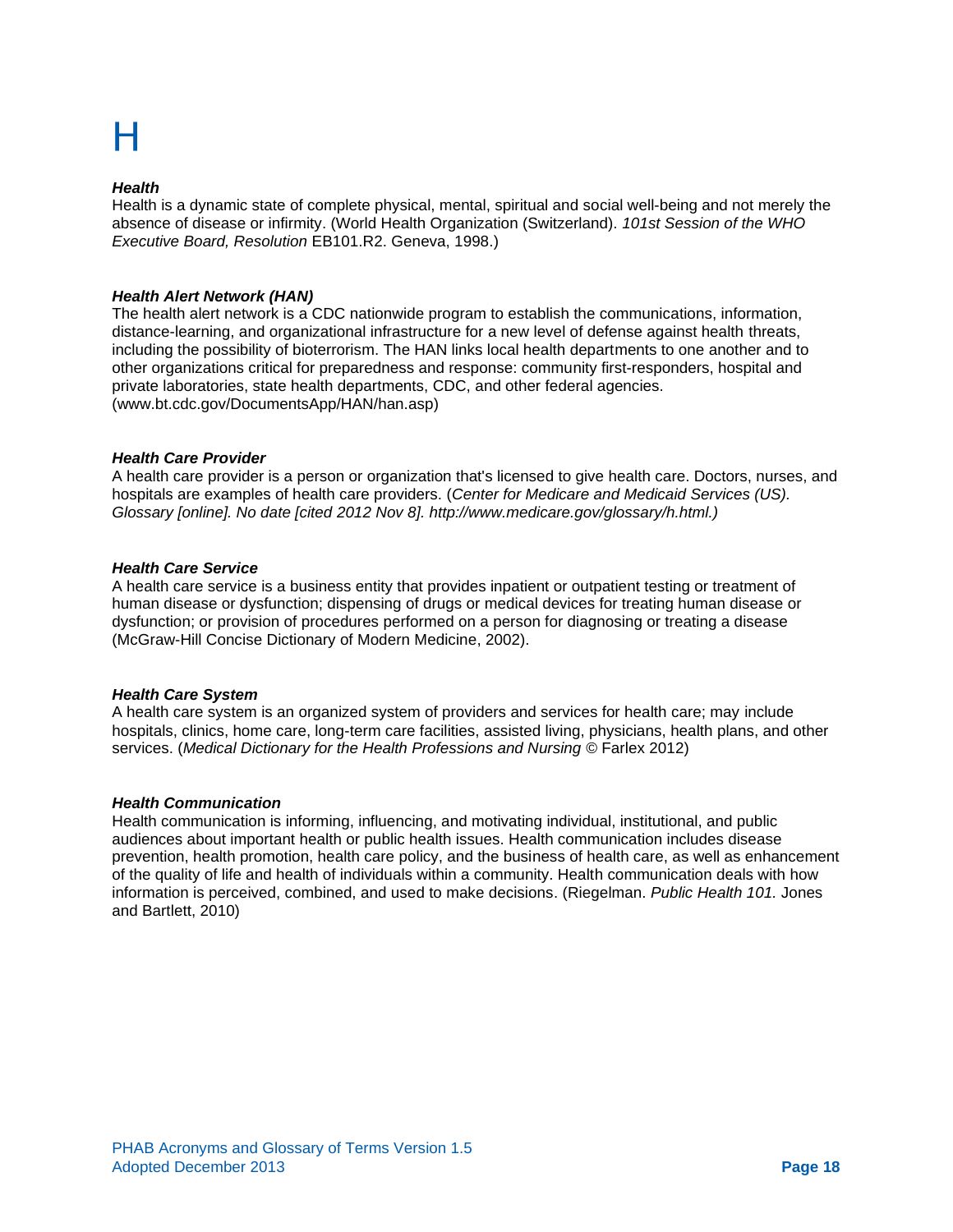# H

***Health***

Health is a dynamic state of complete physical, mental, spiritual and social well-being and not merely the absence of disease or infirmity. (World Health Organization (Switzerland). *101st Session of the WHO Executive Board, Resolution* EB101.R2. Geneva, 1998.)

***Health Alert Network (HAN)***

The health alert network is a CDC nationwide program to establish the communications, information, distance-learning, and organizational infrastructure for a new level of defense against health threats, including the possibility of bioterrorism. The HAN links local health departments to one another and to other organizations critical for preparedness and response: community first-responders, hospital and private laboratories, state health departments, CDC, and other federal agencies. (www.bt.cdc.gov/DocumentsApp/HAN/han.asp)

***Health Care Provider***

A health care provider is a person or organization that's licensed to give health care. Doctors, nurses, and hospitals are examples of health care providers. (*Center for Medicare and Medicaid Services (US). Glossary [online]. No date [cited 2012 Nov 8]. http://www.medicare.gov/glossary/h.html.)*

***Health Care Service***

A health care service is a business entity that provides inpatient or outpatient testing or treatment of human disease or dysfunction; dispensing of drugs or medical devices for treating human disease or dysfunction; or provision of procedures performed on a person for diagnosing or treating a disease (McGraw-Hill Concise Dictionary of Modern Medicine, 2002).

***Health Care System***

A health care system is an organized system of providers and services for health care; may include hospitals, clinics, home care, long-term care facilities, assisted living, physicians, health plans, and other services. (*Medical Dictionary for the Health Professions and Nursing* © Farlex 2012)

***Health Communication***

Health communication is informing, influencing, and motivating individual, institutional, and public audiences about important health or public health issues. Health communication includes disease prevention, health promotion, health care policy, and the business of health care, as well as enhancement of the quality of life and health of individuals within a community. Health communication deals with how information is perceived, combined, and used to make decisions. (Riegelman. *Public Health 101.* Jones and Bartlett, 2010)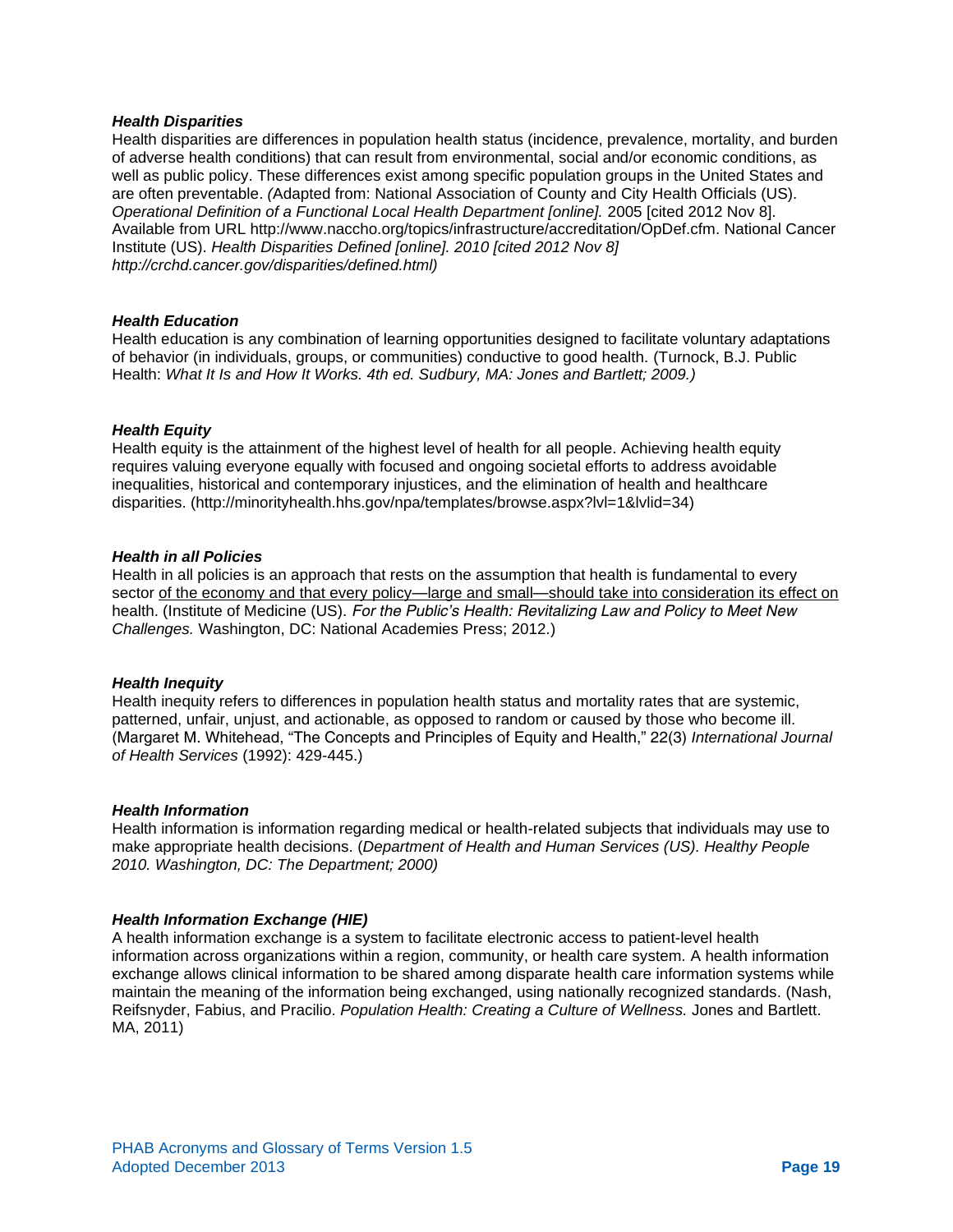### *Health Disparities*

Health disparities are differences in population health status (incidence, prevalence, mortality, and burden of adverse health conditions) that can result from environmental, social and/or economic conditions, as well as public policy. These differences exist among specific population groups in the United States and are often preventable. *(*Adapted from: National Association of County and City Health Officials (US). *Operational Definition of a Functional Local Health Department [online].* 2005 [cited 2012 Nov 8]. Available from URL http://www.naccho.org/topics/infrastructure/accreditation/OpDef.cfm. National Cancer Institute (US). *Health Disparities Defined [online]. 2010 [cited 2012 Nov 8] http://crchd.cancer.gov/disparities/defined.html)*

### *Health Education*

Health education is any combination of learning opportunities designed to facilitate voluntary adaptations of behavior (in individuals, groups, or communities) conductive to good health. (Turnock, B.J. Public Health: *What It Is and How It Works. 4th ed. Sudbury, MA: Jones and Bartlett; 2009.)*

### *Health Equity*

Health equity is the attainment of the highest level of health for all people. Achieving health equity requires valuing everyone equally with focused and ongoing societal efforts to address avoidable inequalities, historical and contemporary injustices, and the elimination of health and healthcare disparities. (http://minorityhealth.hhs.gov/npa/templates/browse.aspx?lvl=1&lvlid=34)

### *Health in all Policies*

Health in all policies is an approach that rests on the assumption that health is fundamental to every sector of the economy and that every policy—large and small—should take into consideration its effect on health. (Institute of Medicine (US). *For the Public's Health: Revitalizing Law and Policy to Meet New Challenges.* Washington, DC: National Academies Press; 2012.)

### *Health Inequity*

Health inequity refers to differences in population health status and mortality rates that are systemic, patterned, unfair, unjust, and actionable, as opposed to random or caused by those who become ill. (Margaret M. Whitehead, "The Concepts and Principles of Equity and Health," 22(3) *International Journal of Health Services* (1992): 429-445.)

### *Health Information*

Health information is information regarding medical or health-related subjects that individuals may use to make appropriate health decisions. (*Department of Health and Human Services (US). Healthy People 2010. Washington, DC: The Department; 2000)*

### *Health Information Exchange (HIE)*

A health information exchange is a system to facilitate electronic access to patient-level health information across organizations within a region, community, or health care system. A health information exchange allows clinical information to be shared among disparate health care information systems while maintain the meaning of the information being exchanged, using nationally recognized standards. (Nash, Reifsnyder, Fabius, and Pracilio. *Population Health: Creating a Culture of Wellness.* Jones and Bartlett. MA, 2011)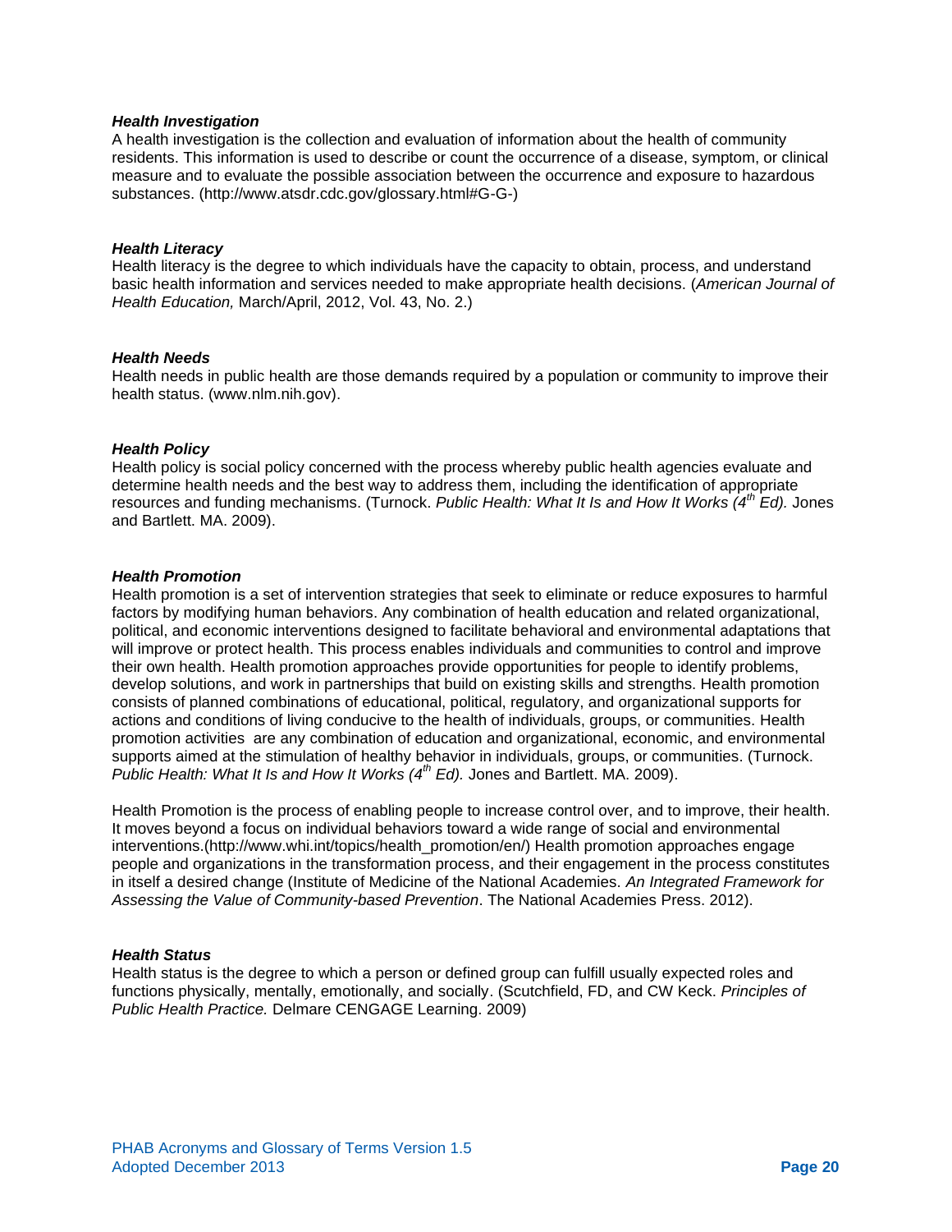***Health Investigation***

A health investigation is the collection and evaluation of information about the health of community residents. This information is used to describe or count the occurrence of a disease, symptom, or clinical measure and to evaluate the possible association between the occurrence and exposure to hazardous substances. (http://www.atsdr.cdc.gov/glossary.html#G-G-)

***Health Literacy***

Health literacy is the degree to which individuals have the capacity to obtain, process, and understand basic health information and services needed to make appropriate health decisions. (*American Journal of Health Education,* March/April, 2012, Vol. 43, No. 2.)

***Health Needs***

Health needs in public health are those demands required by a population or community to improve their health status. (www.nlm.nih.gov).

***Health Policy***

Health policy is social policy concerned with the process whereby public health agencies evaluate and determine health needs and the best way to address them, including the identification of appropriate resources and funding mechanisms. (Turnock. *Public Health: What It Is and How It Works (4th Ed).* Jones and Bartlett. MA. 2009).

***Health Promotion***

Health promotion is a set of intervention strategies that seek to eliminate or reduce exposures to harmful factors by modifying human behaviors. Any combination of health education and related organizational, political, and economic interventions designed to facilitate behavioral and environmental adaptations that will improve or protect health. This process enables individuals and communities to control and improve their own health. Health promotion approaches provide opportunities for people to identify problems, develop solutions, and work in partnerships that build on existing skills and strengths. Health promotion consists of planned combinations of educational, political, regulatory, and organizational supports for actions and conditions of living conducive to the health of individuals, groups, or communities. Health promotion activities are any combination of education and organizational, economic, and environmental supports aimed at the stimulation of healthy behavior in individuals, groups, or communities. (Turnock. *Public Health: What It Is and How It Works (4th Ed).* Jones and Bartlett. MA. 2009).

Health Promotion is the process of enabling people to increase control over, and to improve, their health. It moves beyond a focus on individual behaviors toward a wide range of social and environmental interventions.(http://www.whi.int/topics/health_promotion/en/) Health promotion approaches engage people and organizations in the transformation process, and their engagement in the process constitutes in itself a desired change (Institute of Medicine of the National Academies. *An Integrated Framework for Assessing the Value of Community-based Prevention*. The National Academies Press. 2012).

***Health Status***

Health status is the degree to which a person or defined group can fulfill usually expected roles and functions physically, mentally, emotionally, and socially. (Scutchfield, FD, and CW Keck. *Principles of Public Health Practice.* Delmare CENGAGE Learning. 2009)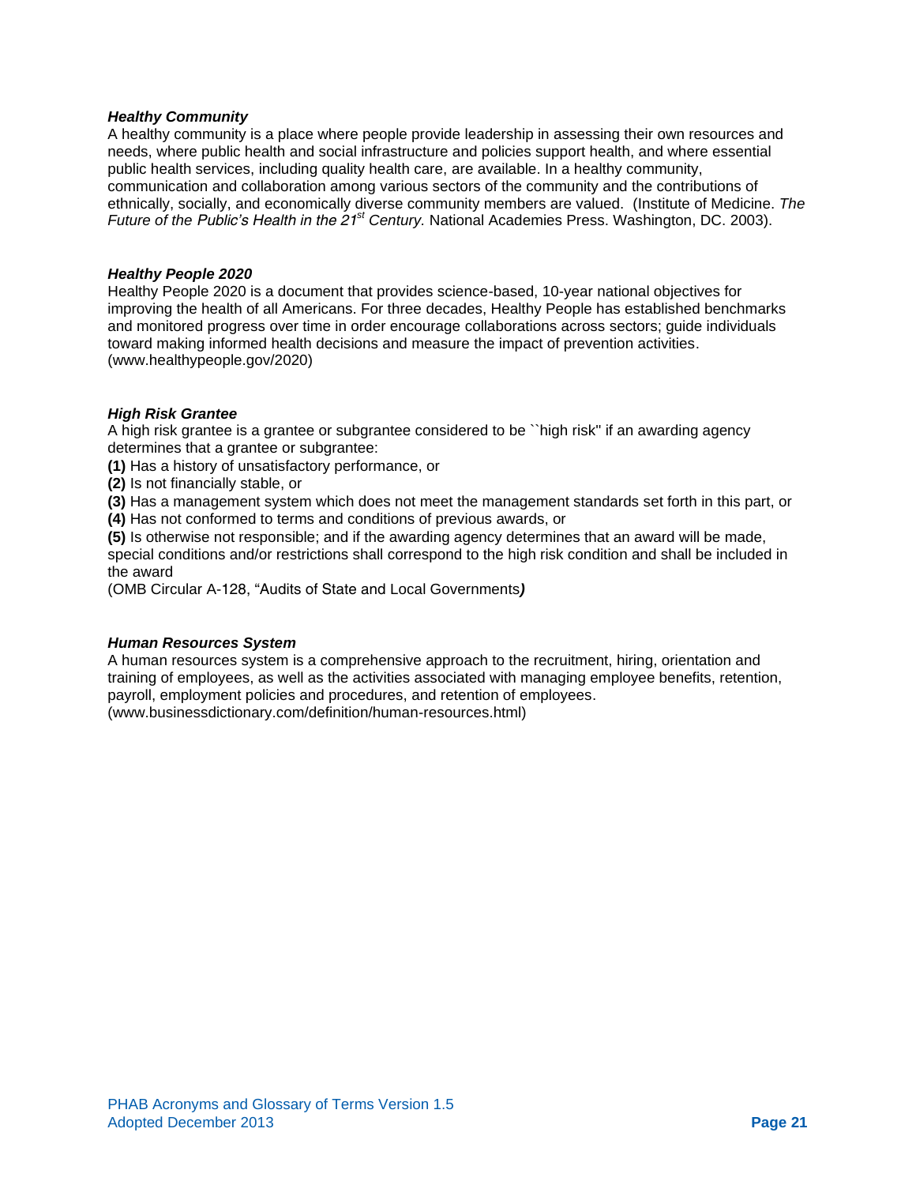***Healthy Community***

A healthy community is a place where people provide leadership in assessing their own resources and needs, where public health and social infrastructure and policies support health, and where essential public health services, including quality health care, are available. In a healthy community, communication and collaboration among various sectors of the community and the contributions of ethnically, socially, and economically diverse community members are valued. (Institute of Medicine. *The Future of the Public's Health in the 21st Century.* National Academies Press. Washington, DC. 2003).

***Healthy People 2020***

Healthy People 2020 is a document that provides science-based, 10-year national objectives for improving the health of all Americans. For three decades, Healthy People has established benchmarks and monitored progress over time in order encourage collaborations across sectors; guide individuals toward making informed health decisions and measure the impact of prevention activities. (www.healthypeople.gov/2020)

***High Risk Grantee***

A high risk grantee is a grantee or subgrantee considered to be ``high risk'' if an awarding agency determines that a grantee or subgrantee:

**(1)** Has a history of unsatisfactory performance, or
**(2)** Is not financially stable, or
**(3)** Has a management system which does not meet the management standards set forth in this part, or
**(4)** Has not conformed to terms and conditions of previous awards, or
**(5)** Is otherwise not responsible; and if the awarding agency determines that an award will be made, special conditions and/or restrictions shall correspond to the high risk condition and shall be included in the award

(OMB Circular A-128, "Audits of State and Local Governments***)***

***Human Resources System***

A human resources system is a comprehensive approach to the recruitment, hiring, orientation and training of employees, as well as the activities associated with managing employee benefits, retention, payroll, employment policies and procedures, and retention of employees. (www.businessdictionary.com/definition/human-resources.html)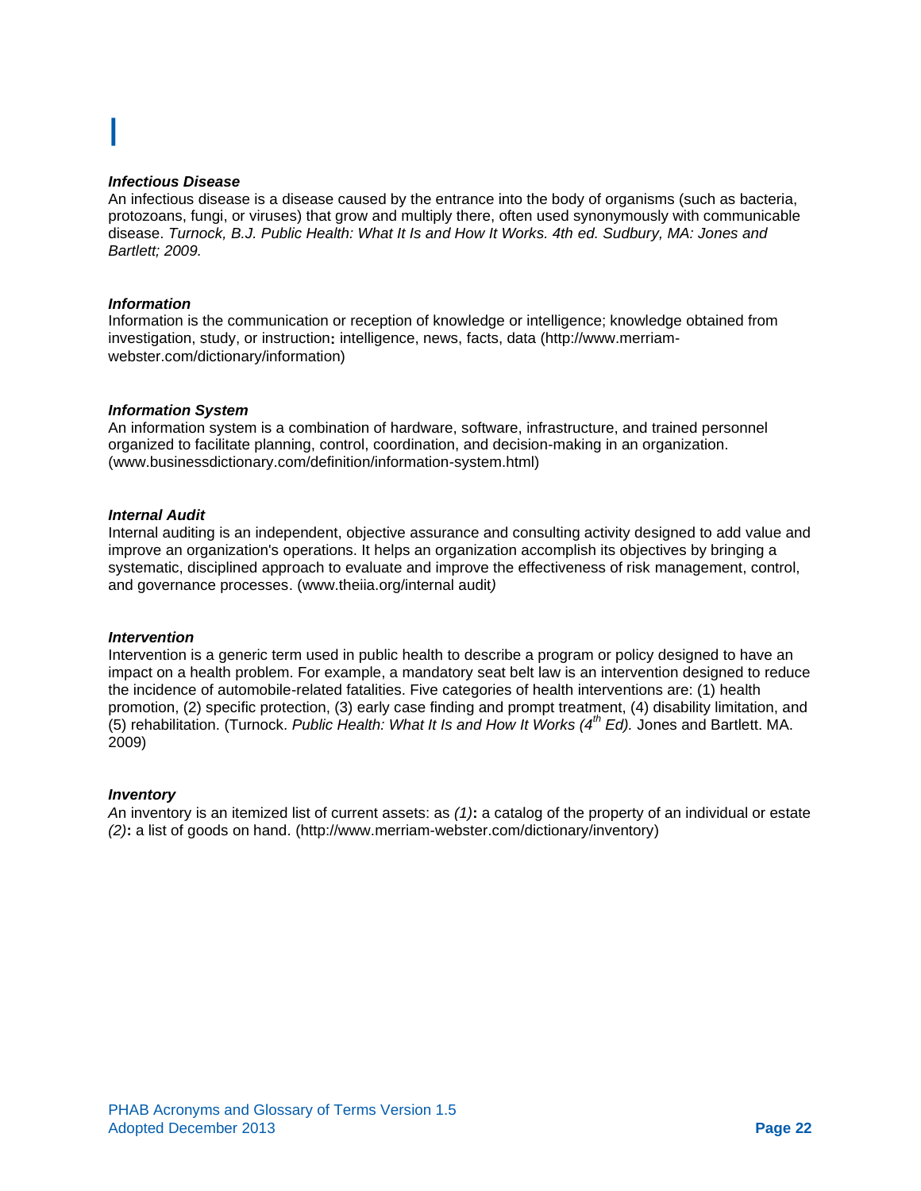# I

***Infectious Disease***

An infectious disease is a disease caused by the entrance into the body of organisms (such as bacteria, protozoans, fungi, or viruses) that grow and multiply there, often used synonymously with communicable disease. *Turnock, B.J. Public Health: What It Is and How It Works. 4th ed. Sudbury, MA: Jones and Bartlett; 2009.*

***Information***

Information is the communication or reception of knowledge or intelligence; knowledge obtained from investigation, study, or instruction**:** intelligence, news, facts, data (http://www.merriam-webster.com/dictionary/information)

***Information System***

An information system is a combination of hardware, software, infrastructure, and trained personnel organized to facilitate planning, control, coordination, and decision-making in an organization. (www.businessdictionary.com/definition/information-system.html)

***Internal Audit***

Internal auditing is an independent, objective assurance and consulting activity designed to add value and improve an organization's operations. It helps an organization accomplish its objectives by bringing a systematic, disciplined approach to evaluate and improve the effectiveness of risk management, control, and governance processes. (www.theiia.org/internal audit*)*

***Intervention***

Intervention is a generic term used in public health to describe a program or policy designed to have an impact on a health problem. For example, a mandatory seat belt law is an intervention designed to reduce the incidence of automobile-related fatalities. Five categories of health interventions are: (1) health promotion, (2) specific protection, (3) early case finding and prompt treatment, (4) disability limitation, and (5) rehabilitation. (Turnock. *Public Health: What It Is and How It Works (4th Ed).* Jones and Bartlett. MA. 2009)

***Inventory***

*A*n inventory is an itemized list of current assets: as *(1)***:** a catalog of the property of an individual or estate *(2)***:** a list of goods on hand. (http://www.merriam-webster.com/dictionary/inventory)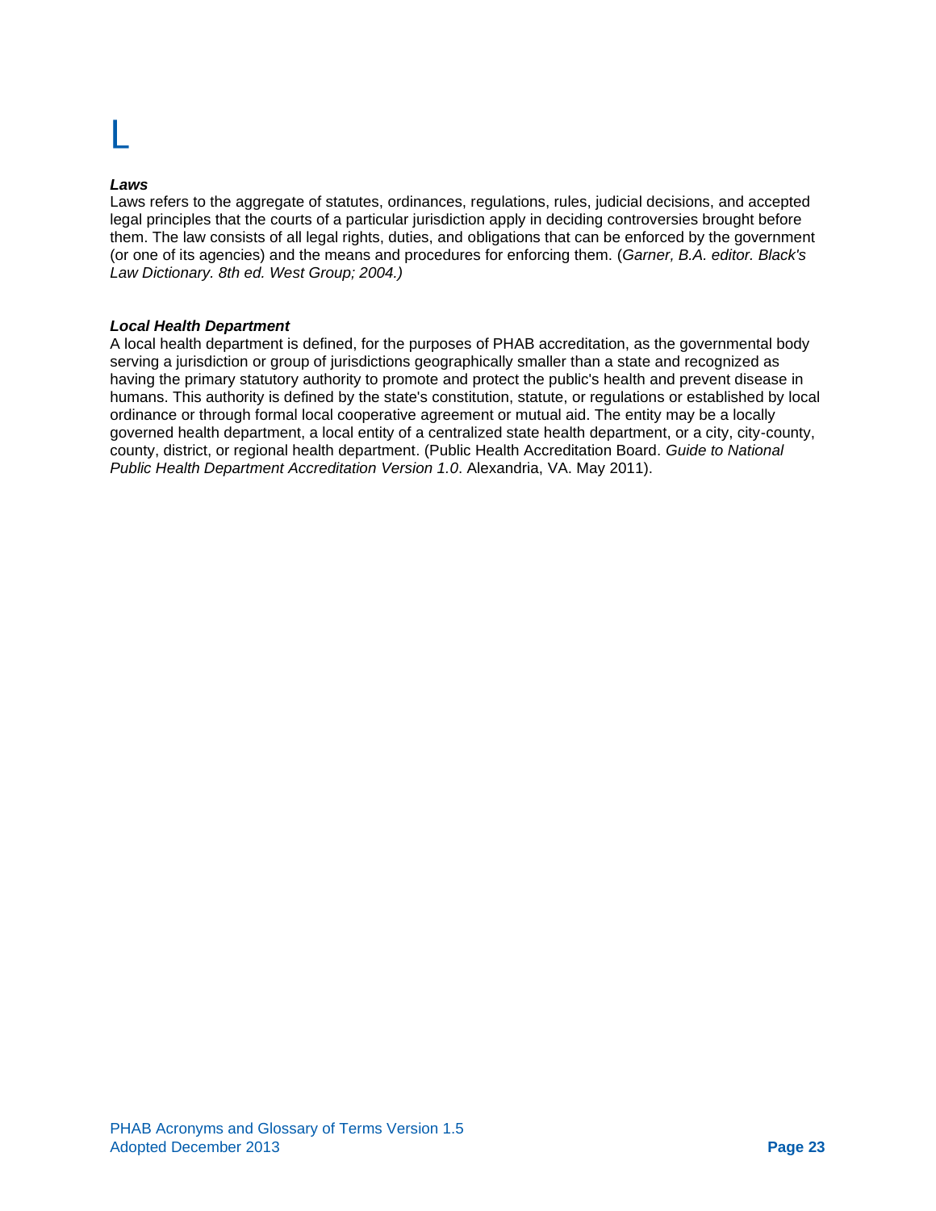# L

***Laws***

Laws refers to the aggregate of statutes, ordinances, regulations, rules, judicial decisions, and accepted legal principles that the courts of a particular jurisdiction apply in deciding controversies brought before them. The law consists of all legal rights, duties, and obligations that can be enforced by the government (or one of its agencies) and the means and procedures for enforcing them. (*Garner, B.A. editor. Black's Law Dictionary. 8th ed. West Group; 2004.)*

***Local Health Department***

A local health department is defined, for the purposes of PHAB accreditation, as the governmental body serving a jurisdiction or group of jurisdictions geographically smaller than a state and recognized as having the primary statutory authority to promote and protect the public's health and prevent disease in humans. This authority is defined by the state's constitution, statute, or regulations or established by local ordinance or through formal local cooperative agreement or mutual aid. The entity may be a locally governed health department, a local entity of a centralized state health department, or a city, city-county, county, district, or regional health department. (Public Health Accreditation Board. *Guide to National Public Health Department Accreditation Version 1.0*. Alexandria, VA. May 2011).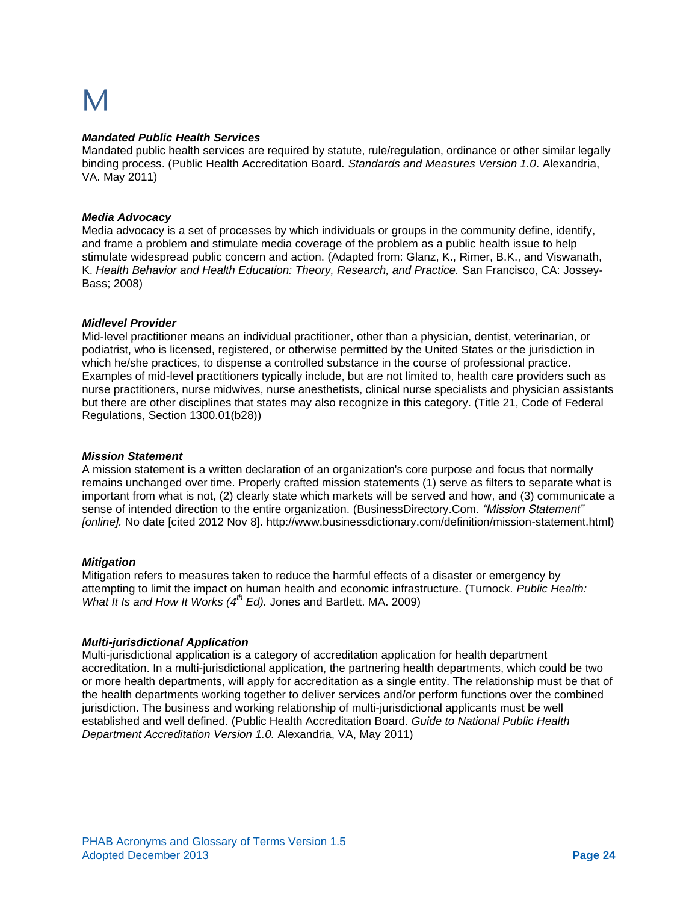# M

***Mandated Public Health Services***
Mandated public health services are required by statute, rule/regulation, ordinance or other similar legally binding process. (Public Health Accreditation Board. *Standards and Measures Version 1.0*. Alexandria, VA. May 2011)

***Media Advocacy***
Media advocacy is a set of processes by which individuals or groups in the community define, identify, and frame a problem and stimulate media coverage of the problem as a public health issue to help stimulate widespread public concern and action. (Adapted from: Glanz, K., Rimer, B.K., and Viswanath, K. *Health Behavior and Health Education: Theory, Research, and Practice.* San Francisco, CA: Jossey-Bass; 2008)

***Midlevel Provider***
Mid-level practitioner means an individual practitioner, other than a physician, dentist, veterinarian, or podiatrist, who is licensed, registered, or otherwise permitted by the United States or the jurisdiction in which he/she practices, to dispense a controlled substance in the course of professional practice. Examples of mid-level practitioners typically include, but are not limited to, health care providers such as nurse practitioners, nurse midwives, nurse anesthetists, clinical nurse specialists and physician assistants but there are other disciplines that states may also recognize in this category. (Title 21, Code of Federal Regulations, Section 1300.01(b28))

***Mission Statement***
A mission statement is a written declaration of an organization's core purpose and focus that normally remains unchanged over time. Properly crafted mission statements (1) serve as filters to separate what is important from what is not, (2) clearly state which markets will be served and how, and (3) communicate a sense of intended direction to the entire organization. (BusinessDirectory.Com. *"Mission Statement" [online].* No date [cited 2012 Nov 8]. http://www.businessdictionary.com/definition/mission-statement.html)

***Mitigation***
Mitigation refers to measures taken to reduce the harmful effects of a disaster or emergency by attempting to limit the impact on human health and economic infrastructure. (Turnock. *Public Health: What It Is and How It Works (4th Ed).* Jones and Bartlett. MA. 2009)

***Multi-jurisdictional Application***
Multi-jurisdictional application is a category of accreditation application for health department accreditation. In a multi-jurisdictional application, the partnering health departments, which could be two or more health departments, will apply for accreditation as a single entity. The relationship must be that of the health departments working together to deliver services and/or perform functions over the combined jurisdiction. The business and working relationship of multi-jurisdictional applicants must be well established and well defined. (Public Health Accreditation Board. *Guide to National Public Health Department Accreditation Version 1.0.* Alexandria, VA, May 2011)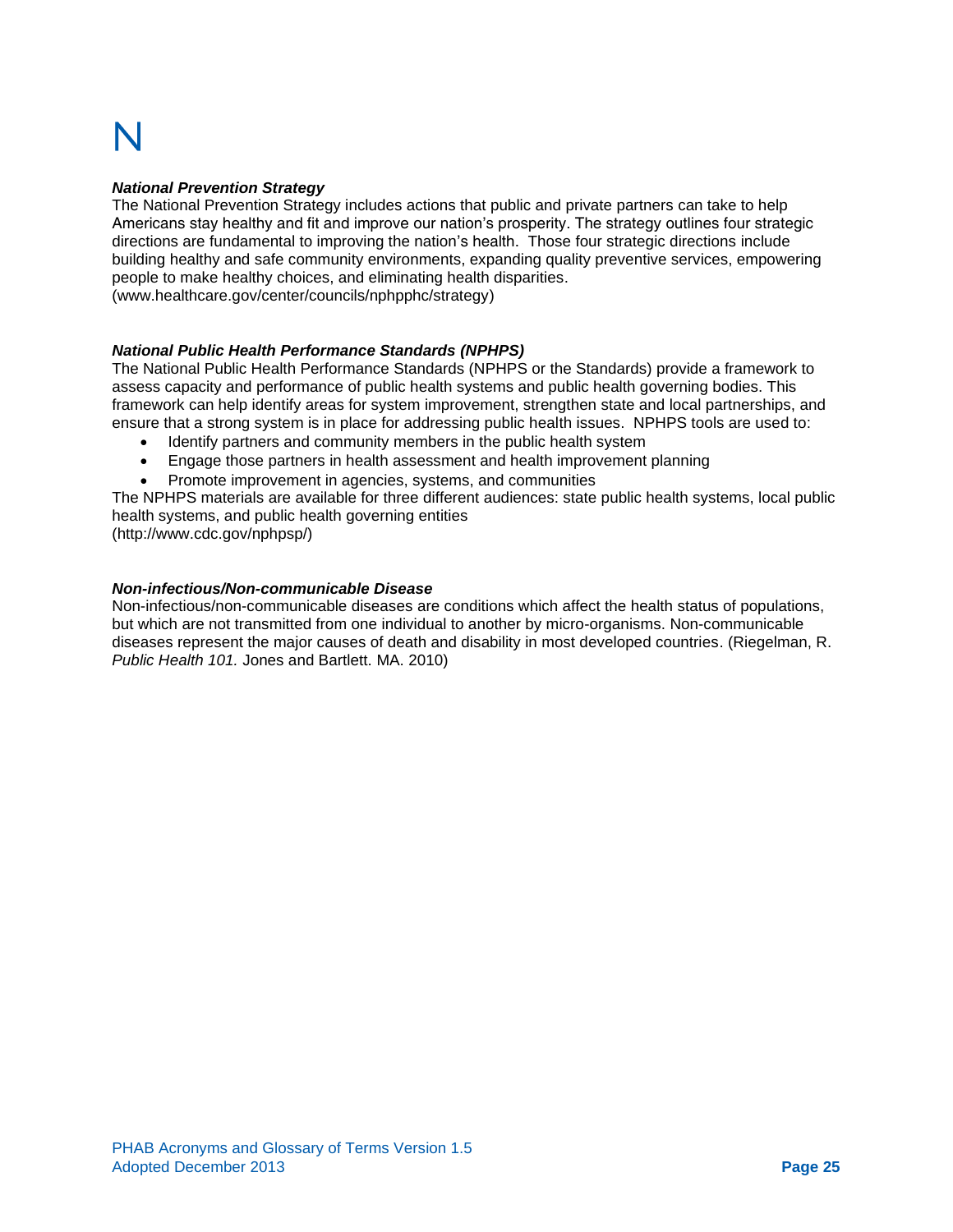# N

***National Prevention Strategy***

The National Prevention Strategy includes actions that public and private partners can take to help Americans stay healthy and fit and improve our nation's prosperity. The strategy outlines four strategic directions are fundamental to improving the nation's health. Those four strategic directions include building healthy and safe community environments, expanding quality preventive services, empowering people to make healthy choices, and eliminating health disparities.
(www.healthcare.gov/center/councils/nphpphc/strategy)

***National Public Health Performance Standards (NPHPS)***

The National Public Health Performance Standards (NPHPS or the Standards) provide a framework to assess capacity and performance of public health systems and public health governing bodies. This framework can help identify areas for system improvement, strengthen state and local partnerships, and ensure that a strong system is in place for addressing public health issues. NPHPS tools are used to:

- Identify partners and community members in the public health system
- Engage those partners in health assessment and health improvement planning
- Promote improvement in agencies, systems, and communities

The NPHPS materials are available for three different audiences: state public health systems, local public health systems, and public health governing entities
(http://www.cdc.gov/nphpsp/)

***Non-infectious/Non-communicable Disease***

Non-infectious/non-communicable diseases are conditions which affect the health status of populations, but which are not transmitted from one individual to another by micro-organisms. Non-communicable diseases represent the major causes of death and disability in most developed countries. (Riegelman, R. *Public Health 101.* Jones and Bartlett. MA. 2010)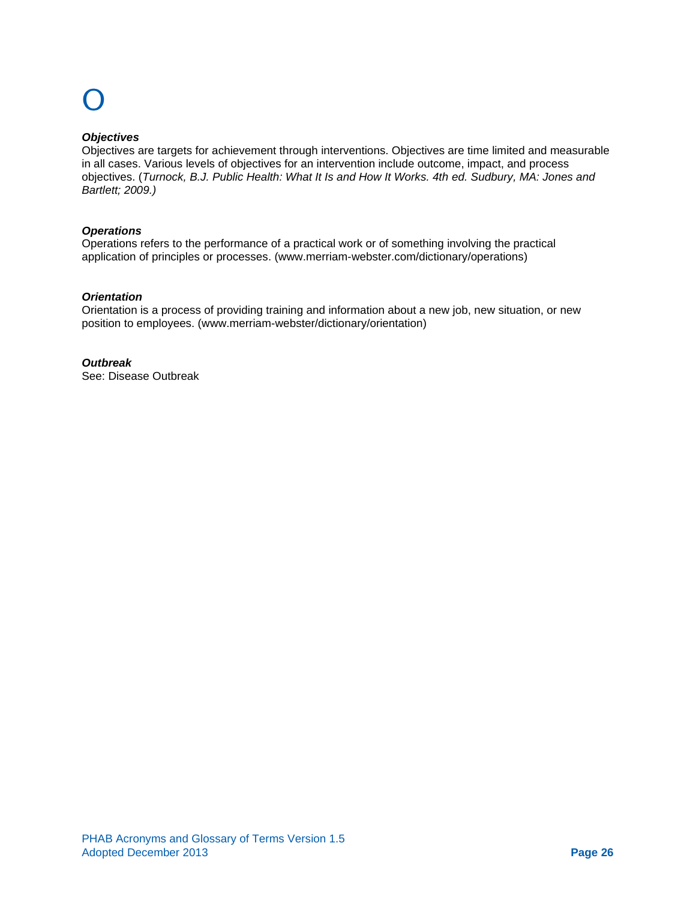# O

***Objectives***
Objectives are targets for achievement through interventions. Objectives are time limited and measurable in all cases. Various levels of objectives for an intervention include outcome, impact, and process objectives. (*Turnock, B.J. Public Health: What It Is and How It Works. 4th ed. Sudbury, MA: Jones and Bartlett; 2009.)*

***Operations***
Operations refers to the performance of a practical work or of something involving the practical application of principles or processes. (www.merriam-webster.com/dictionary/operations)

***Orientation***
Orientation is a process of providing training and information about a new job, new situation, or new position to employees. (www.merriam-webster/dictionary/orientation)

***Outbreak***
See: Disease Outbreak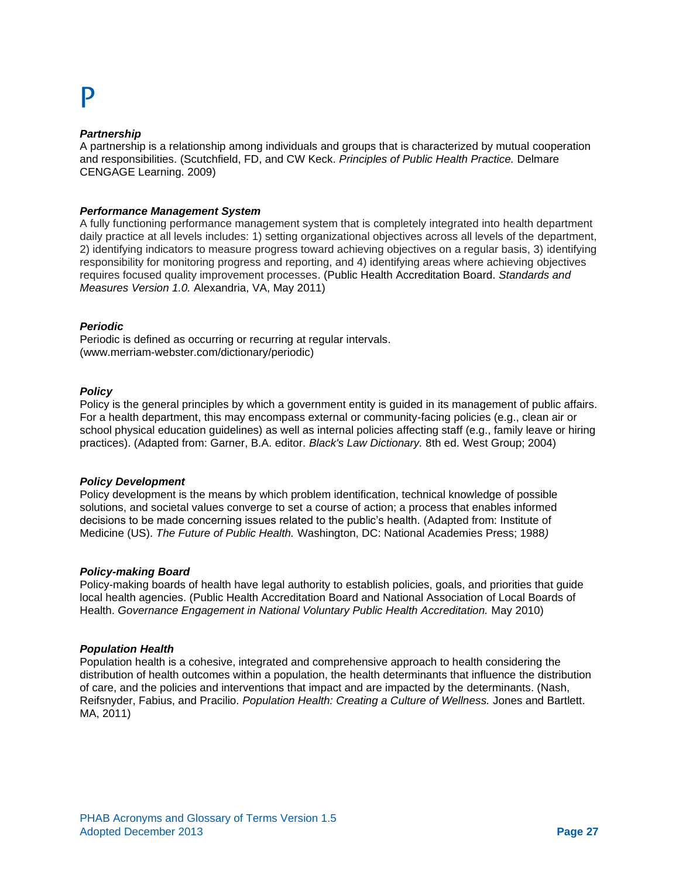# P

***Partnership***
A partnership is a relationship among individuals and groups that is characterized by mutual cooperation and responsibilities. (Scutchfield, FD, and CW Keck. *Principles of Public Health Practice.* Delmare CENGAGE Learning. 2009)

***Performance Management System***
A fully functioning performance management system that is completely integrated into health department daily practice at all levels includes: 1) setting organizational objectives across all levels of the department, 2) identifying indicators to measure progress toward achieving objectives on a regular basis, 3) identifying responsibility for monitoring progress and reporting, and 4) identifying areas where achieving objectives requires focused quality improvement processes. (Public Health Accreditation Board. *Standards and Measures Version 1.0.* Alexandria, VA, May 2011)

***Periodic***
Periodic is defined as occurring or recurring at regular intervals. (www.merriam-webster.com/dictionary/periodic)

***Policy***
Policy is the general principles by which a government entity is guided in its management of public affairs. For a health department, this may encompass external or community-facing policies (e.g., clean air or school physical education guidelines) as well as internal policies affecting staff (e.g., family leave or hiring practices). (Adapted from: Garner, B.A. editor. *Black's Law Dictionary.* 8th ed. West Group; 2004)

***Policy Development***
Policy development is the means by which problem identification, technical knowledge of possible solutions, and societal values converge to set a course of action; a process that enables informed decisions to be made concerning issues related to the public's health. (Adapted from: Institute of Medicine (US). *The Future of Public Health.* Washington, DC: National Academies Press; 1988*)*

***Policy-making Board***
Policy-making boards of health have legal authority to establish policies, goals, and priorities that guide local health agencies. (Public Health Accreditation Board and National Association of Local Boards of Health. *Governance Engagement in National Voluntary Public Health Accreditation.* May 2010)

***Population Health***
Population health is a cohesive, integrated and comprehensive approach to health considering the distribution of health outcomes within a population, the health determinants that influence the distribution of care, and the policies and interventions that impact and are impacted by the determinants. (Nash, Reifsnyder, Fabius, and Pracilio. *Population Health: Creating a Culture of Wellness.* Jones and Bartlett. MA, 2011)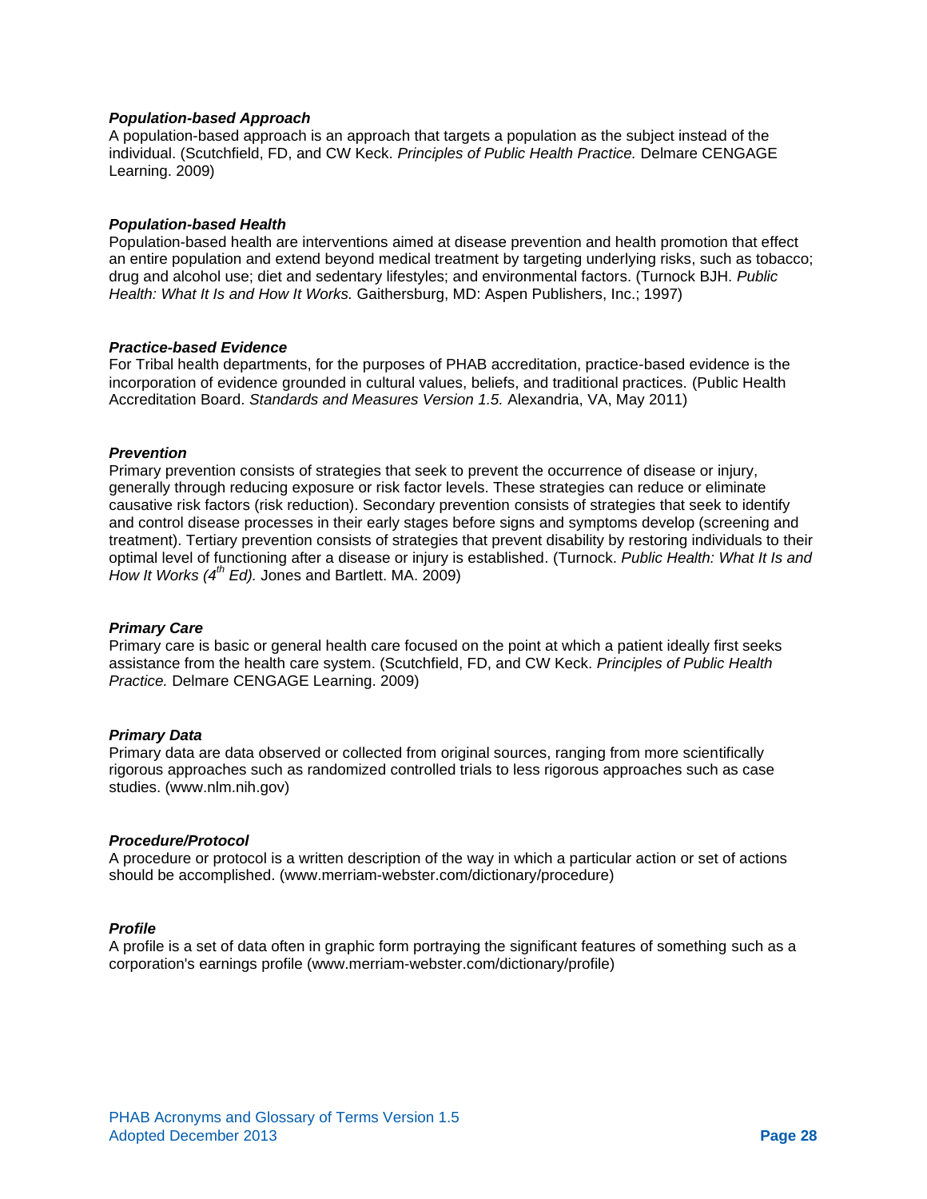***Population-based Approach***
A population-based approach is an approach that targets a population as the subject instead of the individual. (Scutchfield, FD, and CW Keck. *Principles of Public Health Practice.* Delmare CENGAGE Learning. 2009)

***Population-based Health***
Population-based health are interventions aimed at disease prevention and health promotion that effect an entire population and extend beyond medical treatment by targeting underlying risks, such as tobacco; drug and alcohol use; diet and sedentary lifestyles; and environmental factors. (Turnock BJH. *Public Health: What It Is and How It Works.* Gaithersburg, MD: Aspen Publishers, Inc.; 1997)

***Practice-based Evidence***
For Tribal health departments, for the purposes of PHAB accreditation, practice-based evidence is the incorporation of evidence grounded in cultural values, beliefs, and traditional practices. (Public Health Accreditation Board. *Standards and Measures Version 1.5.* Alexandria, VA, May 2011)

***Prevention***
Primary prevention consists of strategies that seek to prevent the occurrence of disease or injury, generally through reducing exposure or risk factor levels. These strategies can reduce or eliminate causative risk factors (risk reduction). Secondary prevention consists of strategies that seek to identify and control disease processes in their early stages before signs and symptoms develop (screening and treatment). Tertiary prevention consists of strategies that prevent disability by restoring individuals to their optimal level of functioning after a disease or injury is established. (Turnock. *Public Health: What It Is and How It Works (4th Ed).* Jones and Bartlett. MA. 2009)

***Primary Care***
Primary care is basic or general health care focused on the point at which a patient ideally first seeks assistance from the health care system. (Scutchfield, FD, and CW Keck. *Principles of Public Health Practice.* Delmare CENGAGE Learning. 2009)

***Primary Data***
Primary data are data observed or collected from original sources, ranging from more scientifically rigorous approaches such as randomized controlled trials to less rigorous approaches such as case studies. (www.nlm.nih.gov)

***Procedure/Protocol***
A procedure or protocol is a written description of the way in which a particular action or set of actions should be accomplished. (www.merriam-webster.com/dictionary/procedure)

***Profile***
A profile is a set of data often in graphic form portraying the significant features of something such as a corporation's earnings profile (www.merriam-webster.com/dictionary/profile)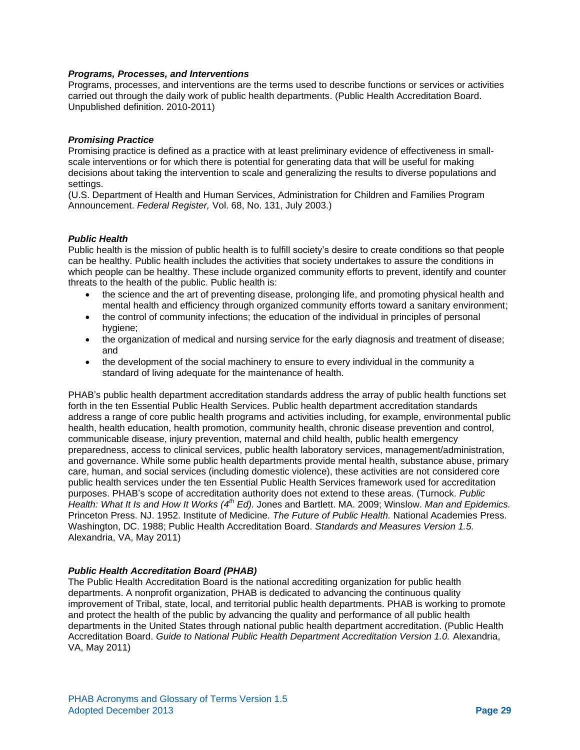***Programs, Processes, and Interventions***

Programs, processes, and interventions are the terms used to describe functions or services or activities carried out through the daily work of public health departments. (Public Health Accreditation Board. Unpublished definition. 2010-2011)

***Promising Practice***

Promising practice is defined as a practice with at least preliminary evidence of effectiveness in small-scale interventions or for which there is potential for generating data that will be useful for making decisions about taking the intervention to scale and generalizing the results to diverse populations and settings.
(U.S. Department of Health and Human Services, Administration for Children and Families Program Announcement. *Federal Register,* Vol. 68, No. 131, July 2003.)

***Public Health***

Public health is the mission of public health is to fulfill society's desire to create conditions so that people can be healthy. Public health includes the activities that society undertakes to assure the conditions in which people can be healthy. These include organized community efforts to prevent, identify and counter threats to the health of the public. Public health is:

- the science and the art of preventing disease, prolonging life, and promoting physical health and mental health and efficiency through organized community efforts toward a sanitary environment;
- the control of community infections; the education of the individual in principles of personal hygiene;
- the organization of medical and nursing service for the early diagnosis and treatment of disease; and
- the development of the social machinery to ensure to every individual in the community a standard of living adequate for the maintenance of health.

PHAB's public health department accreditation standards address the array of public health functions set forth in the ten Essential Public Health Services. Public health department accreditation standards address a range of core public health programs and activities including, for example, environmental public health, health education, health promotion, community health, chronic disease prevention and control, communicable disease, injury prevention, maternal and child health, public health emergency preparedness, access to clinical services, public health laboratory services, management/administration, and governance. While some public health departments provide mental health, substance abuse, primary care, human, and social services (including domestic violence), these activities are not considered core public health services under the ten Essential Public Health Services framework used for accreditation purposes. PHAB's scope of accreditation authority does not extend to these areas. (Turnock. *Public Health: What It Is and How It Works (4th Ed).* Jones and Bartlett. MA. 2009; Winslow. *Man and Epidemics.* Princeton Press. NJ. 1952. Institute of Medicine. *The Future of Public Health.* National Academies Press. Washington, DC. 1988; Public Health Accreditation Board. *Standards and Measures Version 1.5.* Alexandria, VA, May 2011)

***Public Health Accreditation Board (PHAB)***

The Public Health Accreditation Board is the national accrediting organization for public health departments. A nonprofit organization, PHAB is dedicated to advancing the continuous quality improvement of Tribal, state, local, and territorial public health departments. PHAB is working to promote and protect the health of the public by advancing the quality and performance of all public health departments in the United States through national public health department accreditation. (Public Health Accreditation Board. *Guide to National Public Health Department Accreditation Version 1.0.* Alexandria, VA, May 2011)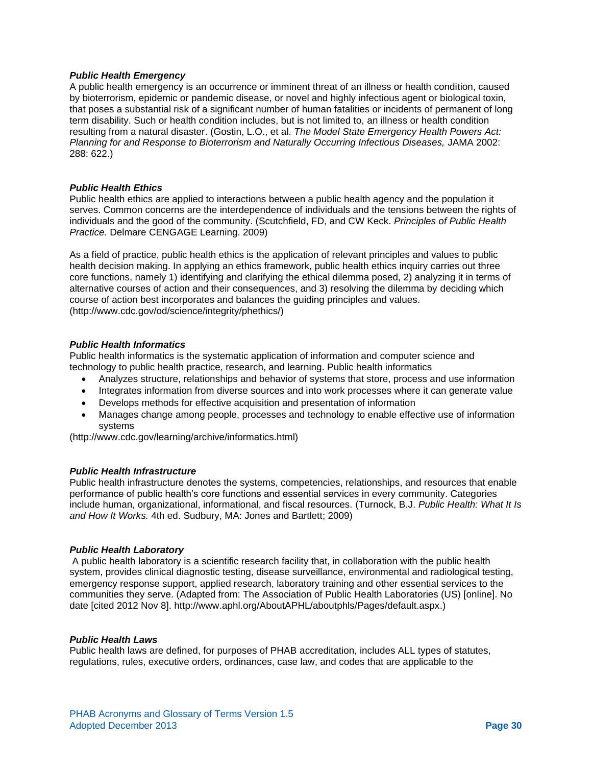***Public Health Emergency***
A public health emergency is an occurrence or imminent threat of an illness or health condition, caused by bioterrorism, epidemic or pandemic disease, or novel and highly infectious agent or biological toxin, that poses a substantial risk of a significant number of human fatalities or incidents of permanent of long term disability. Such or health condition includes, but is not limited to, an illness or health condition resulting from a natural disaster. (Gostin, L.O., et al. *The Model State Emergency Health Powers Act: Planning for and Response to Bioterrorism and Naturally Occurring Infectious Diseases,* JAMA 2002: 288: 622.)

***Public Health Ethics***
Public health ethics are applied to interactions between a public health agency and the population it serves. Common concerns are the interdependence of individuals and the tensions between the rights of individuals and the good of the community. (Scutchfield, FD, and CW Keck. *Principles of Public Health Practice.* Delmare CENGAGE Learning. 2009)

As a field of practice, public health ethics is the application of relevant principles and values to public health decision making. In applying an ethics framework, public health ethics inquiry carries out three core functions, namely 1) identifying and clarifying the ethical dilemma posed, 2) analyzing it in terms of alternative courses of action and their consequences, and 3) resolving the dilemma by deciding which course of action best incorporates and balances the guiding principles and values. (http://www.cdc.gov/od/science/integrity/phethics/)

***Public Health Informatics***
Public health informatics is the systematic application of information and computer science and technology to public health practice, research, and learning. Public health informatics

- Analyzes structure, relationships and behavior of systems that store, process and use information
- Integrates information from diverse sources and into work processes where it can generate value
- Develops methods for effective acquisition and presentation of information
- Manages change among people, processes and technology to enable effective use of information systems

(http://www.cdc.gov/learning/archive/informatics.html)

***Public Health Infrastructure***
Public health infrastructure denotes the systems, competencies, relationships, and resources that enable performance of public health's core functions and essential services in every community. Categories include human, organizational, informational, and fiscal resources. (Turnock, B.J. *Public Health: What It Is and How It Works.* 4th ed. Sudbury, MA: Jones and Bartlett; 2009)

***Public Health Laboratory***
A public health laboratory is a scientific research facility that, in collaboration with the public health system, provides clinical diagnostic testing, disease surveillance, environmental and radiological testing, emergency response support, applied research, laboratory training and other essential services to the communities they serve. (Adapted from: The Association of Public Health Laboratories (US) [online]. No date [cited 2012 Nov 8]. http://www.aphl.org/AboutAPHL/aboutphls/Pages/default.aspx.)

***Public Health Laws***
Public health laws are defined, for purposes of PHAB accreditation, includes ALL types of statutes, regulations, rules, executive orders, ordinances, case law, and codes that are applicable to the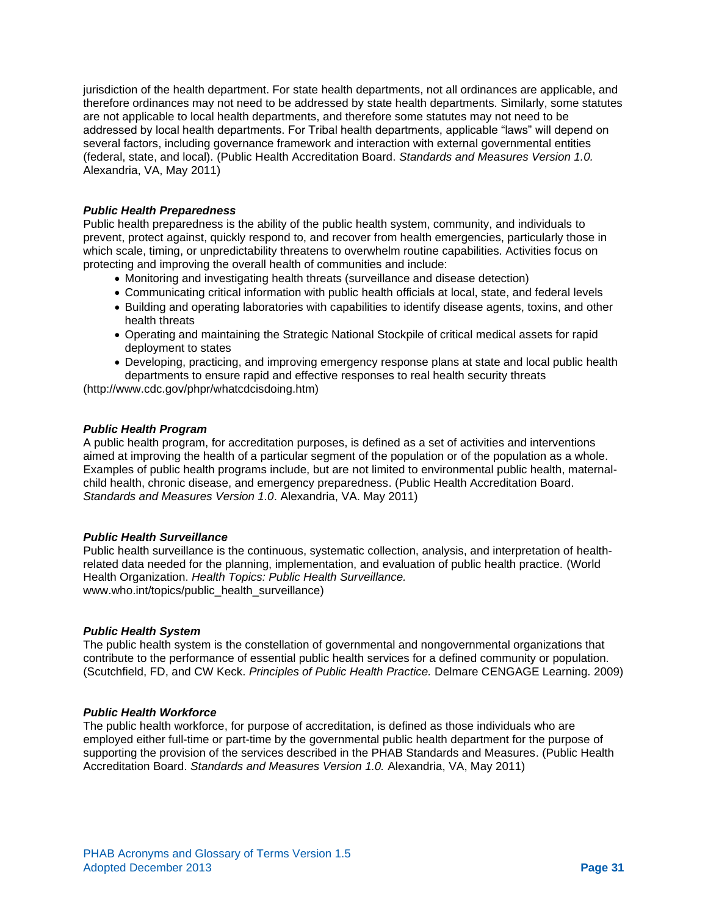jurisdiction of the health department. For state health departments, not all ordinances are applicable, and therefore ordinances may not need to be addressed by state health departments. Similarly, some statutes are not applicable to local health departments, and therefore some statutes may not need to be addressed by local health departments. For Tribal health departments, applicable "laws" will depend on several factors, including governance framework and interaction with external governmental entities (federal, state, and local). (Public Health Accreditation Board. *Standards and Measures Version 1.0.* Alexandria, VA, May 2011)

***Public Health Preparedness***

Public health preparedness is the ability of the public health system, community, and individuals to prevent, protect against, quickly respond to, and recover from health emergencies, particularly those in which scale, timing, or unpredictability threatens to overwhelm routine capabilities. Activities focus on protecting and improving the overall health of communities and include:

- Monitoring and investigating health threats (surveillance and disease detection)
- Communicating critical information with public health officials at local, state, and federal levels
- Building and operating laboratories with capabilities to identify disease agents, toxins, and other health threats
- Operating and maintaining the Strategic National Stockpile of critical medical assets for rapid deployment to states
- Developing, practicing, and improving emergency response plans at state and local public health departments to ensure rapid and effective responses to real health security threats

(http://www.cdc.gov/phpr/whatcdcisdoing.htm)

***Public Health Program***

A public health program, for accreditation purposes, is defined as a set of activities and interventions aimed at improving the health of a particular segment of the population or of the population as a whole. Examples of public health programs include, but are not limited to environmental public health, maternal-child health, chronic disease, and emergency preparedness. (Public Health Accreditation Board. *Standards and Measures Version 1.0*. Alexandria, VA. May 2011)

***Public Health Surveillance***

Public health surveillance is the continuous, systematic collection, analysis, and interpretation of health-related data needed for the planning, implementation, and evaluation of public health practice. (World Health Organization. *Health Topics: Public Health Surveillance.* www.who.int/topics/public_health_surveillance)

***Public Health System***

The public health system is the constellation of governmental and nongovernmental organizations that contribute to the performance of essential public health services for a defined community or population. (Scutchfield, FD, and CW Keck. *Principles of Public Health Practice.* Delmare CENGAGE Learning. 2009)

***Public Health Workforce***

The public health workforce, for purpose of accreditation, is defined as those individuals who are employed either full-time or part-time by the governmental public health department for the purpose of supporting the provision of the services described in the PHAB Standards and Measures. (Public Health Accreditation Board. *Standards and Measures Version 1.0.* Alexandria, VA, May 2011)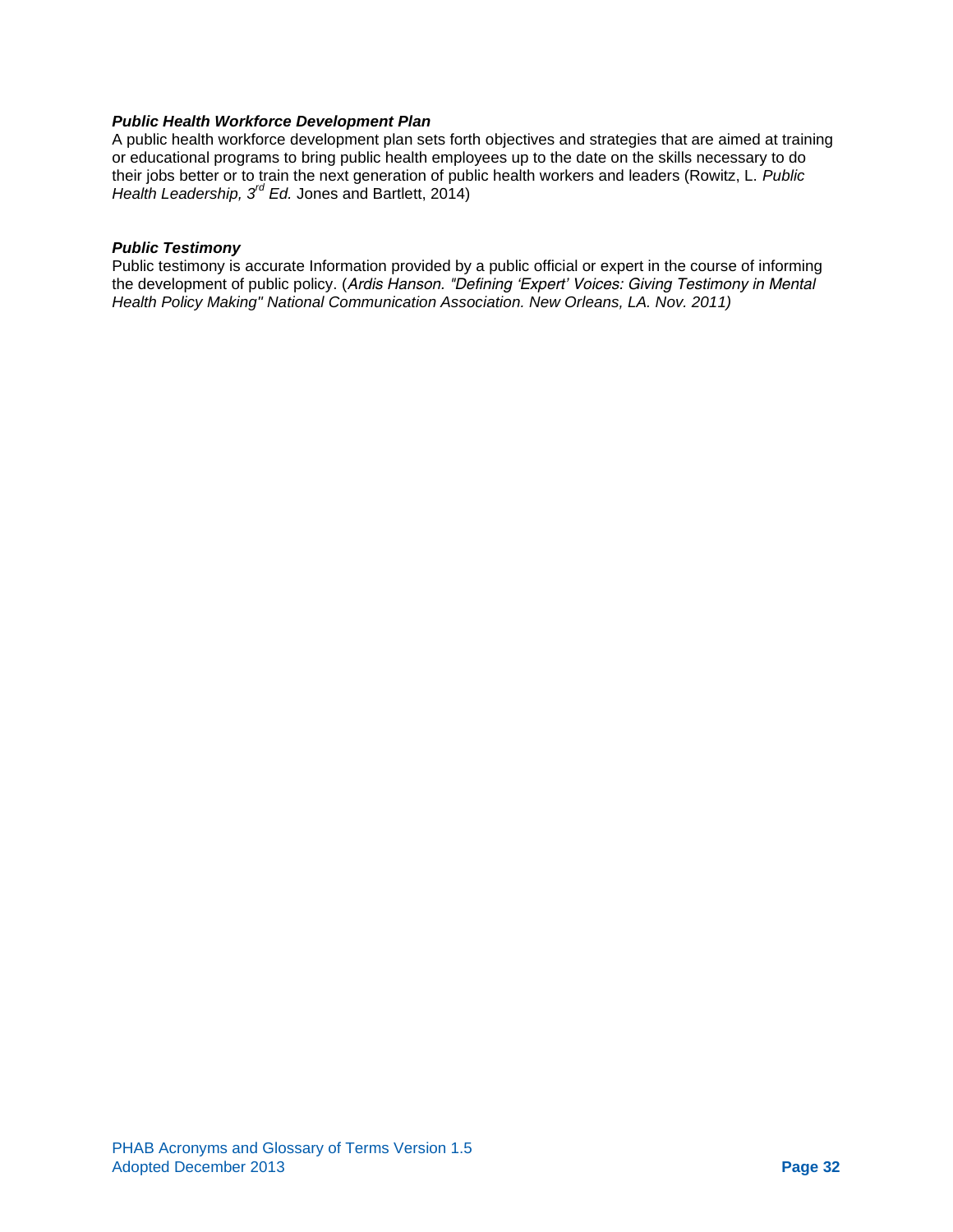***Public Health Workforce Development Plan***

A public health workforce development plan sets forth objectives and strategies that are aimed at training or educational programs to bring public health employees up to the date on the skills necessary to do their jobs better or to train the next generation of public health workers and leaders (Rowitz, L. *Public Health Leadership, 3rd Ed.* Jones and Bartlett, 2014)

***Public Testimony***

Public testimony is accurate Information provided by a public official or expert in the course of informing the development of public policy. (*Ardis Hanson. "Defining 'Expert' Voices: Giving Testimony in Mental Health Policy Making" National Communication Association. New Orleans, LA. Nov. 2011)*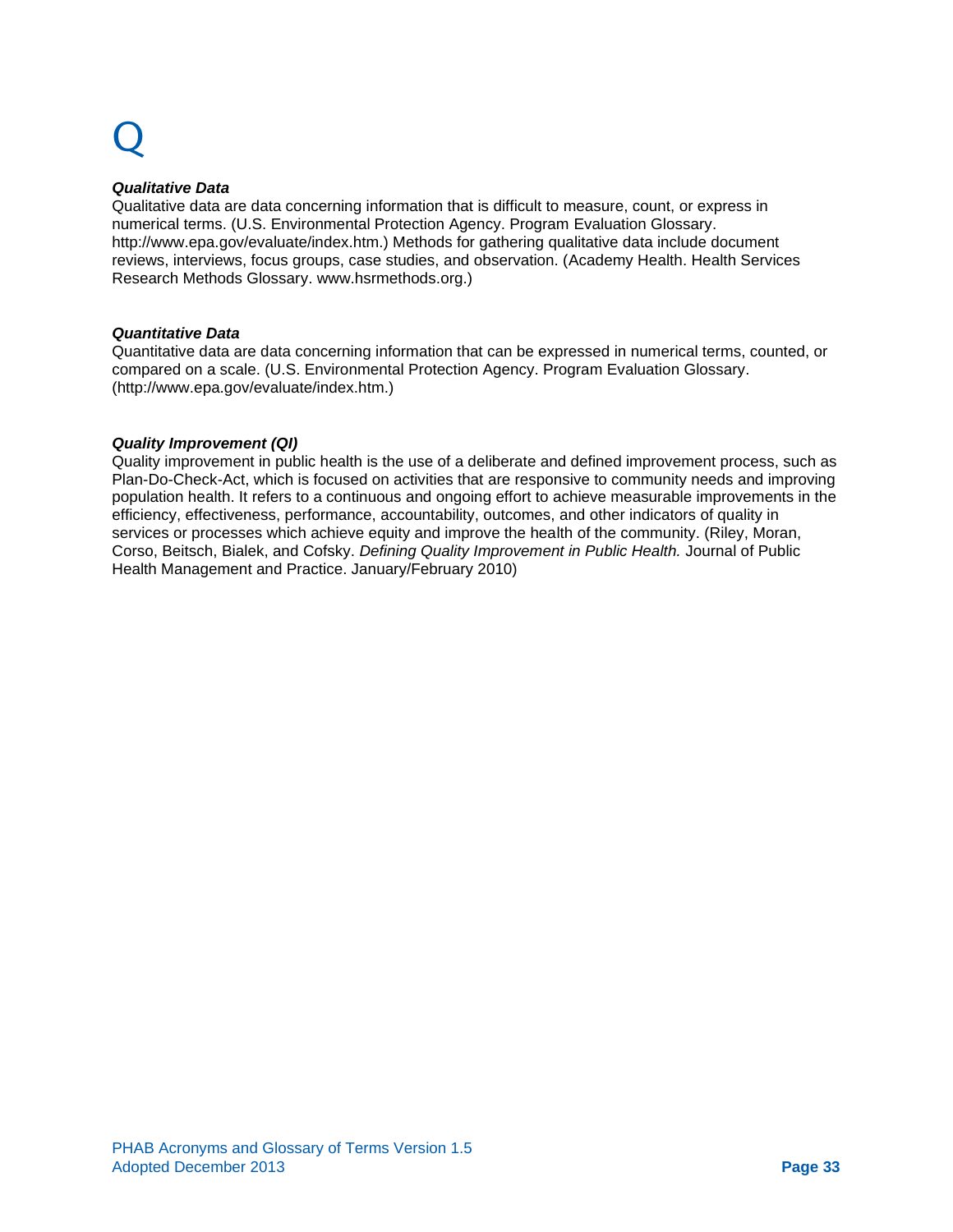# Q

***Qualitative Data***

Qualitative data are data concerning information that is difficult to measure, count, or express in numerical terms. (U.S. Environmental Protection Agency. Program Evaluation Glossary. http://www.epa.gov/evaluate/index.htm.) Methods for gathering qualitative data include document reviews, interviews, focus groups, case studies, and observation. (Academy Health. Health Services Research Methods Glossary. www.hsrmethods.org.)

***Quantitative Data***

Quantitative data are data concerning information that can be expressed in numerical terms, counted, or compared on a scale. (U.S. Environmental Protection Agency. Program Evaluation Glossary. (http://www.epa.gov/evaluate/index.htm.)

***Quality Improvement (QI)***

Quality improvement in public health is the use of a deliberate and defined improvement process, such as Plan-Do-Check-Act, which is focused on activities that are responsive to community needs and improving population health. It refers to a continuous and ongoing effort to achieve measurable improvements in the efficiency, effectiveness, performance, accountability, outcomes, and other indicators of quality in services or processes which achieve equity and improve the health of the community. (Riley, Moran, Corso, Beitsch, Bialek, and Cofsky. *Defining Quality Improvement in Public Health.* Journal of Public Health Management and Practice. January/February 2010)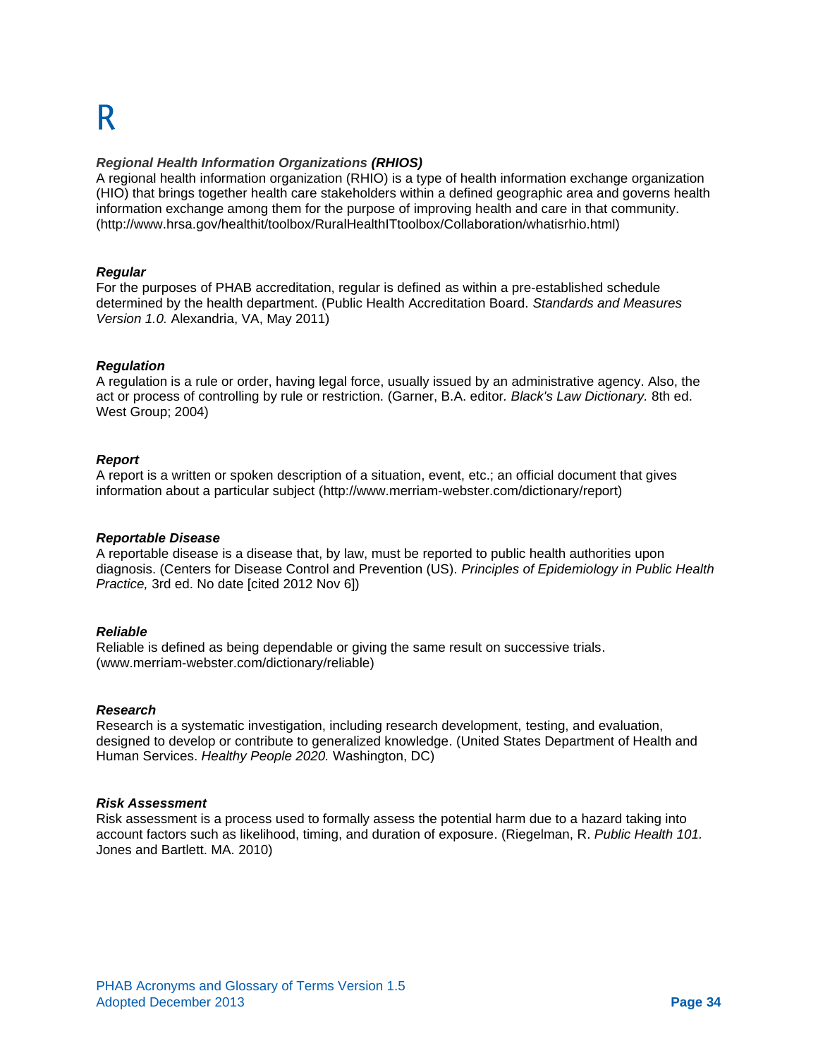# R

***Regional Health Information Organizations (RHIOS)***
A regional health information organization (RHIO) is a type of health information exchange organization (HIO) that brings together health care stakeholders within a defined geographic area and governs health information exchange among them for the purpose of improving health and care in that community. (http://www.hrsa.gov/healthit/toolbox/RuralHealthITtoolbox/Collaboration/whatisrhio.html)

***Regular***
For the purposes of PHAB accreditation, regular is defined as within a pre-established schedule determined by the health department. (Public Health Accreditation Board. *Standards and Measures Version 1.0.* Alexandria, VA, May 2011)

***Regulation***
A regulation is a rule or order, having legal force, usually issued by an administrative agency. Also, the act or process of controlling by rule or restriction. (Garner, B.A. editor. *Black's Law Dictionary.* 8th ed. West Group; 2004)

***Report***
A report is a written or spoken description of a situation, event, etc.; an official document that gives information about a particular subject (http://www.merriam-webster.com/dictionary/report)

***Reportable Disease***
A reportable disease is a disease that, by law, must be reported to public health authorities upon diagnosis. (Centers for Disease Control and Prevention (US). *Principles of Epidemiology in Public Health Practice,* 3rd ed. No date [cited 2012 Nov 6])

***Reliable***
Reliable is defined as being dependable or giving the same result on successive trials. (www.merriam-webster.com/dictionary/reliable)

***Research***
Research is a systematic investigation, including research development, testing, and evaluation, designed to develop or contribute to generalized knowledge. (United States Department of Health and Human Services. *Healthy People 2020.* Washington, DC)

***Risk Assessment***
Risk assessment is a process used to formally assess the potential harm due to a hazard taking into account factors such as likelihood, timing, and duration of exposure. (Riegelman, R. *Public Health 101.* Jones and Bartlett. MA. 2010)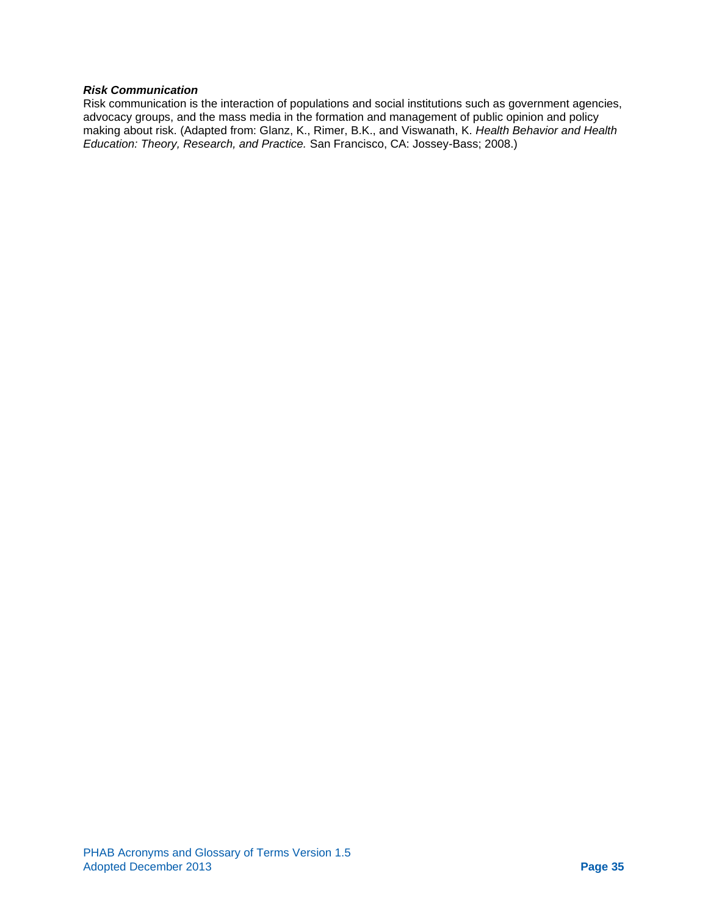***Risk Communication***

Risk communication is the interaction of populations and social institutions such as government agencies, advocacy groups, and the mass media in the formation and management of public opinion and policy making about risk. (Adapted from: Glanz, K., Rimer, B.K., and Viswanath, K. *Health Behavior and Health Education: Theory, Research, and Practice.* San Francisco, CA: Jossey-Bass; 2008.)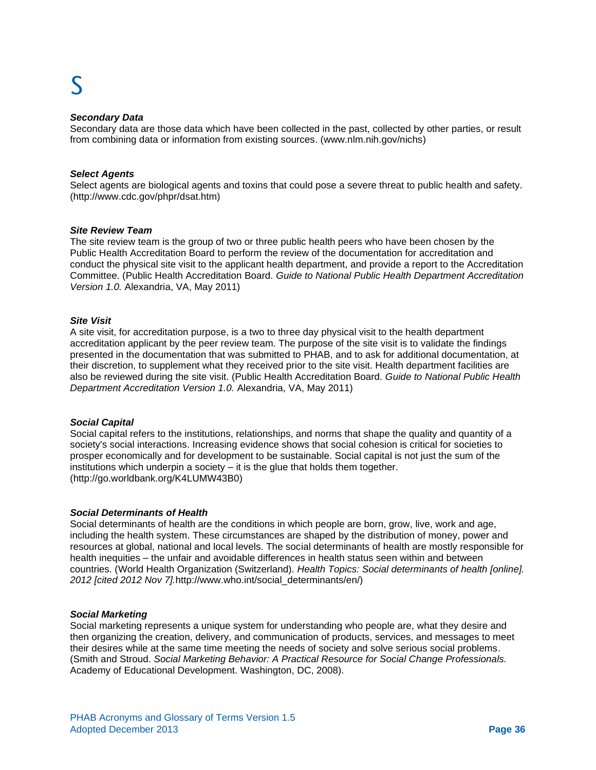# S

***Secondary Data***

Secondary data are those data which have been collected in the past, collected by other parties, or result from combining data or information from existing sources. (www.nlm.nih.gov/nichs)

***Select Agents***

Select agents are biological agents and toxins that could pose a severe threat to public health and safety. (http://www.cdc.gov/phpr/dsat.htm)

***Site Review Team***

The site review team is the group of two or three public health peers who have been chosen by the Public Health Accreditation Board to perform the review of the documentation for accreditation and conduct the physical site visit to the applicant health department, and provide a report to the Accreditation Committee. (Public Health Accreditation Board. *Guide to National Public Health Department Accreditation Version 1.0.* Alexandria, VA, May 2011)

***Site Visit***

A site visit, for accreditation purpose, is a two to three day physical visit to the health department accreditation applicant by the peer review team. The purpose of the site visit is to validate the findings presented in the documentation that was submitted to PHAB, and to ask for additional documentation, at their discretion, to supplement what they received prior to the site visit. Health department facilities are also be reviewed during the site visit. (Public Health Accreditation Board. *Guide to National Public Health Department Accreditation Version 1.0.* Alexandria, VA, May 2011)

***Social Capital***

Social capital refers to the institutions, relationships, and norms that shape the quality and quantity of a society's social interactions. Increasing evidence shows that social cohesion is critical for societies to prosper economically and for development to be sustainable. Social capital is not just the sum of the institutions which underpin a society – it is the glue that holds them together. (http://go.worldbank.org/K4LUMW43B0)

***Social Determinants of Health***

Social determinants of health are the conditions in which people are born, grow, live, work and age, including the health system. These circumstances are shaped by the distribution of money, power and resources at global, national and local levels. The social determinants of health are mostly responsible for health inequities – the unfair and avoidable differences in health status seen within and between countries. (World Health Organization (Switzerland). *Health Topics: Social determinants of health [online]. 2012 [cited 2012 Nov 7].* http://www.who.int/social_determinants/en/)

***Social Marketing***

Social marketing represents a unique system for understanding who people are, what they desire and then organizing the creation, delivery, and communication of products, services, and messages to meet their desires while at the same time meeting the needs of society and solve serious social problems. (Smith and Stroud. *Social Marketing Behavior: A Practical Resource for Social Change Professionals.* Academy of Educational Development. Washington, DC, 2008).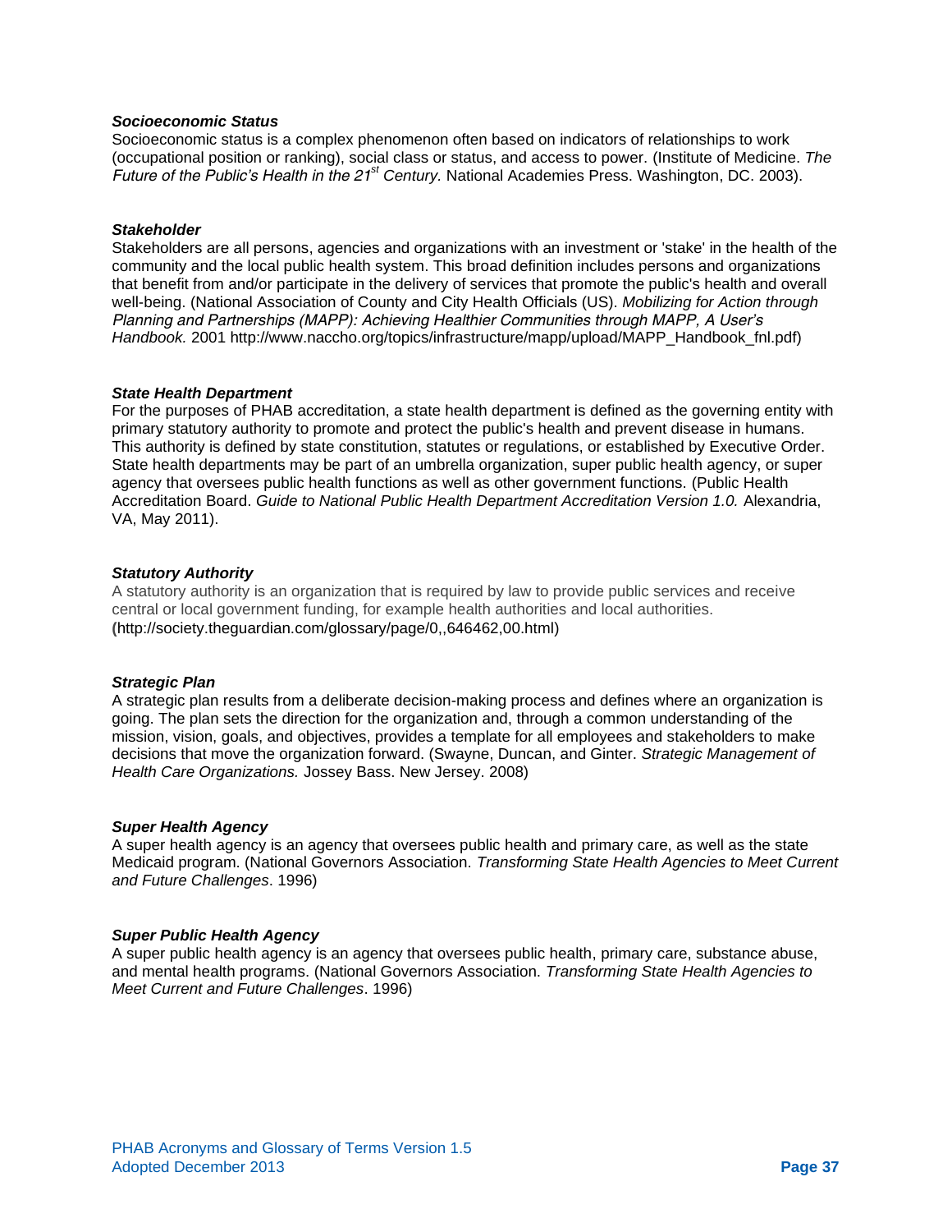***Socioeconomic Status***
Socioeconomic status is a complex phenomenon often based on indicators of relationships to work (occupational position or ranking), social class or status, and access to power. (Institute of Medicine. *The Future of the Public's Health in the 21st Century.* National Academies Press. Washington, DC. 2003).

***Stakeholder***
Stakeholders are all persons, agencies and organizations with an investment or 'stake' in the health of the community and the local public health system. This broad definition includes persons and organizations that benefit from and/or participate in the delivery of services that promote the public's health and overall well-being. (National Association of County and City Health Officials (US). *Mobilizing for Action through Planning and Partnerships (MAPP): Achieving Healthier Communities through MAPP, A User's Handbook.* 2001 http://www.naccho.org/topics/infrastructure/mapp/upload/MAPP_Handbook_fnl.pdf)

***State Health Department***
For the purposes of PHAB accreditation, a state health department is defined as the governing entity with primary statutory authority to promote and protect the public's health and prevent disease in humans. This authority is defined by state constitution, statutes or regulations, or established by Executive Order. State health departments may be part of an umbrella organization, super public health agency, or super agency that oversees public health functions as well as other government functions. (Public Health Accreditation Board. *Guide to National Public Health Department Accreditation Version 1.0.* Alexandria, VA, May 2011).

***Statutory Authority***
A statutory authority is an organization that is required by law to provide public services and receive central or local government funding, for example health authorities and local authorities. (http://society.theguardian.com/glossary/page/0,,646462,00.html)

***Strategic Plan***
A strategic plan results from a deliberate decision-making process and defines where an organization is going. The plan sets the direction for the organization and, through a common understanding of the mission, vision, goals, and objectives, provides a template for all employees and stakeholders to make decisions that move the organization forward. (Swayne, Duncan, and Ginter. *Strategic Management of Health Care Organizations.* Jossey Bass. New Jersey. 2008)

***Super Health Agency***
A super health agency is an agency that oversees public health and primary care, as well as the state Medicaid program. (National Governors Association. *Transforming State Health Agencies to Meet Current and Future Challenges*. 1996)

***Super Public Health Agency***
A super public health agency is an agency that oversees public health, primary care, substance abuse, and mental health programs. (National Governors Association. *Transforming State Health Agencies to Meet Current and Future Challenges*. 1996)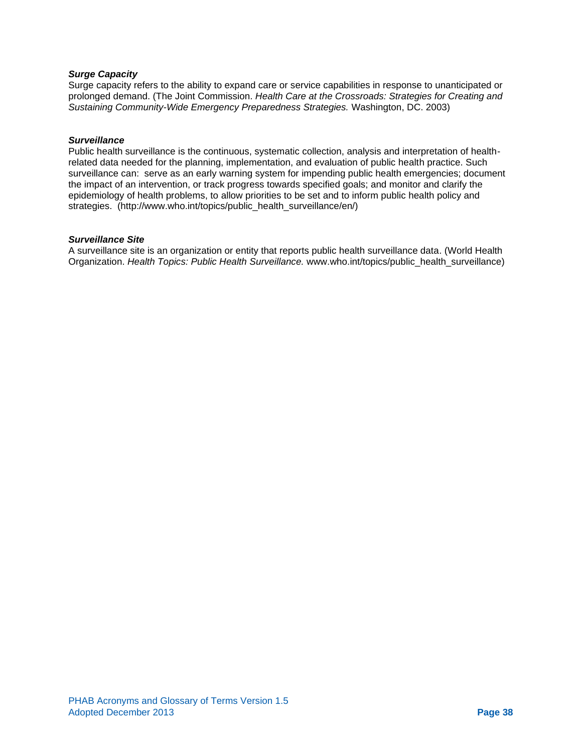***Surge Capacity***
Surge capacity refers to the ability to expand care or service capabilities in response to unanticipated or prolonged demand. (The Joint Commission. *Health Care at the Crossroads: Strategies for Creating and Sustaining Community-Wide Emergency Preparedness Strategies.* Washington, DC. 2003)

***Surveillance***
Public health surveillance is the continuous, systematic collection, analysis and interpretation of health-related data needed for the planning, implementation, and evaluation of public health practice. Such surveillance can: serve as an early warning system for impending public health emergencies; document the impact of an intervention, or track progress towards specified goals; and monitor and clarify the epidemiology of health problems, to allow priorities to be set and to inform public health policy and strategies. (http://www.who.int/topics/public_health_surveillance/en/)

***Surveillance Site***
A surveillance site is an organization or entity that reports public health surveillance data. (World Health Organization. *Health Topics: Public Health Surveillance.* www.who.int/topics/public_health_surveillance)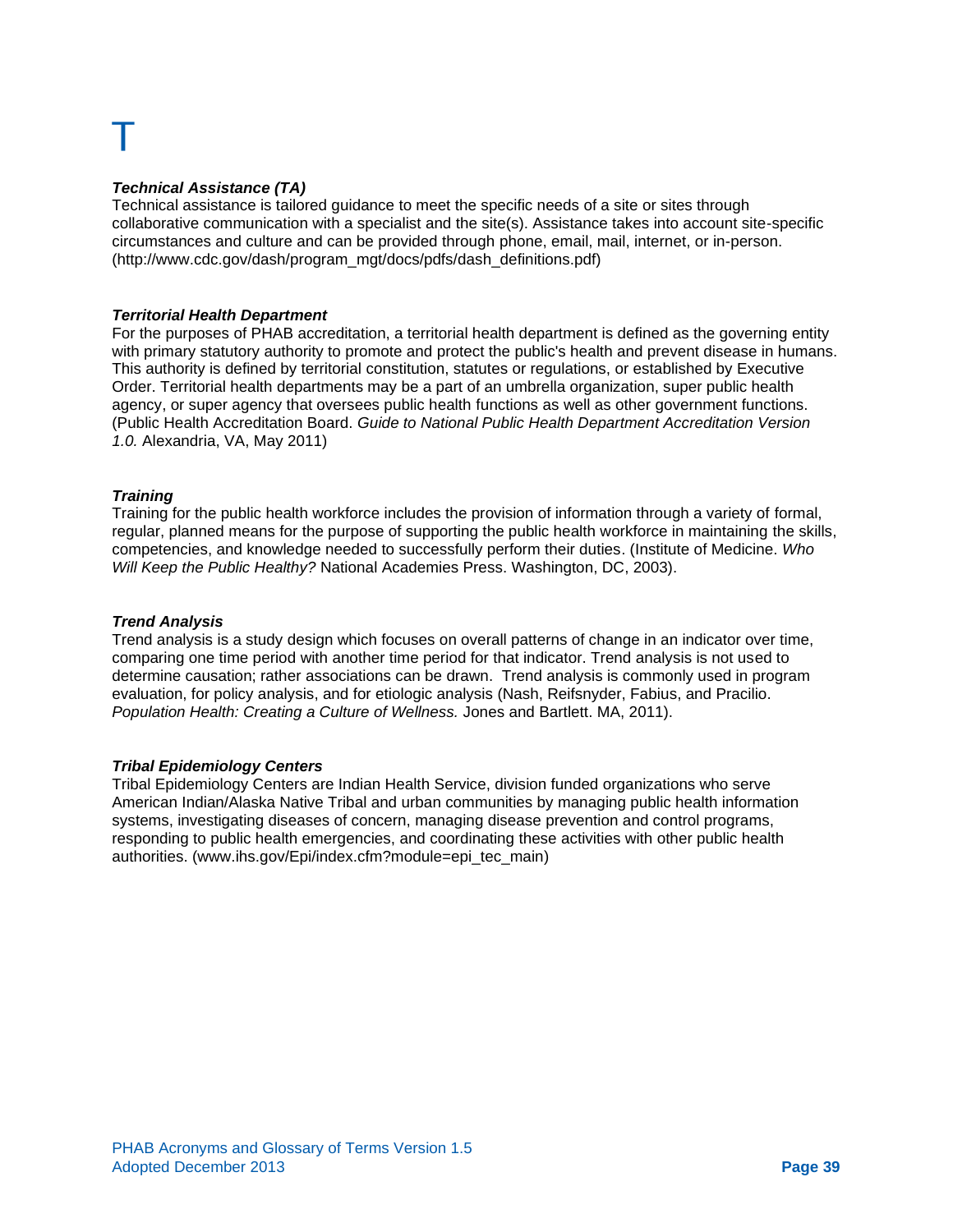# T

***Technical Assistance (TA)***
Technical assistance is tailored guidance to meet the specific needs of a site or sites through collaborative communication with a specialist and the site(s). Assistance takes into account site-specific circumstances and culture and can be provided through phone, email, mail, internet, or in-person. (http://www.cdc.gov/dash/program_mgt/docs/pdfs/dash_definitions.pdf)

***Territorial Health Department***
For the purposes of PHAB accreditation, a territorial health department is defined as the governing entity with primary statutory authority to promote and protect the public's health and prevent disease in humans. This authority is defined by territorial constitution, statutes or regulations, or established by Executive Order. Territorial health departments may be a part of an umbrella organization, super public health agency, or super agency that oversees public health functions as well as other government functions. (Public Health Accreditation Board. *Guide to National Public Health Department Accreditation Version 1.0.* Alexandria, VA, May 2011)

***Training***
Training for the public health workforce includes the provision of information through a variety of formal, regular, planned means for the purpose of supporting the public health workforce in maintaining the skills, competencies, and knowledge needed to successfully perform their duties. (Institute of Medicine. *Who Will Keep the Public Healthy?* National Academies Press. Washington, DC, 2003).

***Trend Analysis***
Trend analysis is a study design which focuses on overall patterns of change in an indicator over time, comparing one time period with another time period for that indicator. Trend analysis is not used to determine causation; rather associations can be drawn. Trend analysis is commonly used in program evaluation, for policy analysis, and for etiologic analysis (Nash, Reifsnyder, Fabius, and Pracilio. *Population Health: Creating a Culture of Wellness.* Jones and Bartlett. MA, 2011).

***Tribal Epidemiology Centers***
Tribal Epidemiology Centers are Indian Health Service, division funded organizations who serve American Indian/Alaska Native Tribal and urban communities by managing public health information systems, investigating diseases of concern, managing disease prevention and control programs, responding to public health emergencies, and coordinating these activities with other public health authorities. (www.ihs.gov/Epi/index.cfm?module=epi_tec_main)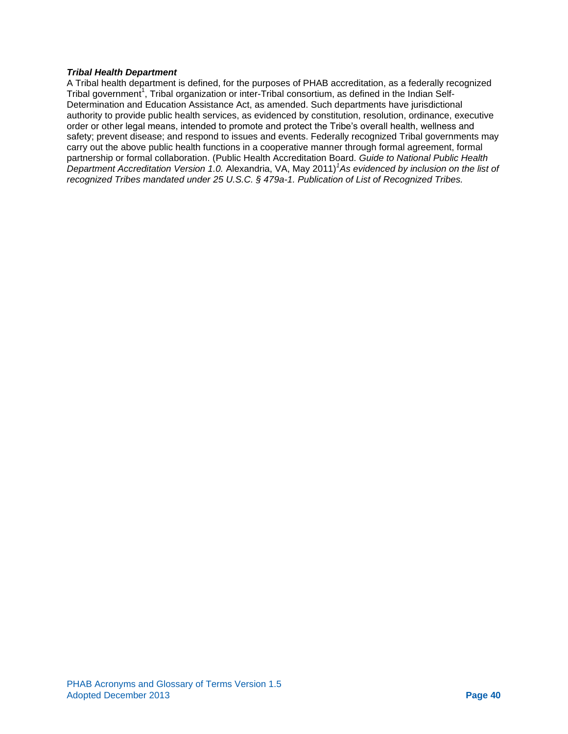***Tribal Health Department***

A Tribal health department is defined, for the purposes of PHAB accreditation, as a federally recognized Tribal government[1], Tribal organization or inter-Tribal consortium, as defined in the Indian Self-Determination and Education Assistance Act, as amended. Such departments have jurisdictional authority to provide public health services, as evidenced by constitution, resolution, ordinance, executive order or other legal means, intended to promote and protect the Tribe's overall health, wellness and safety; prevent disease; and respond to issues and events. Federally recognized Tribal governments may carry out the above public health functions in a cooperative manner through formal agreement, formal partnership or formal collaboration. (Public Health Accreditation Board. *Guide to National Public Health Department Accreditation Version 1.0.* Alexandria, VA, May 2011)[1]*As evidenced by inclusion on the list of recognized Tribes mandated under 25 U.S.C. § 479a-1. Publication of List of Recognized Tribes.*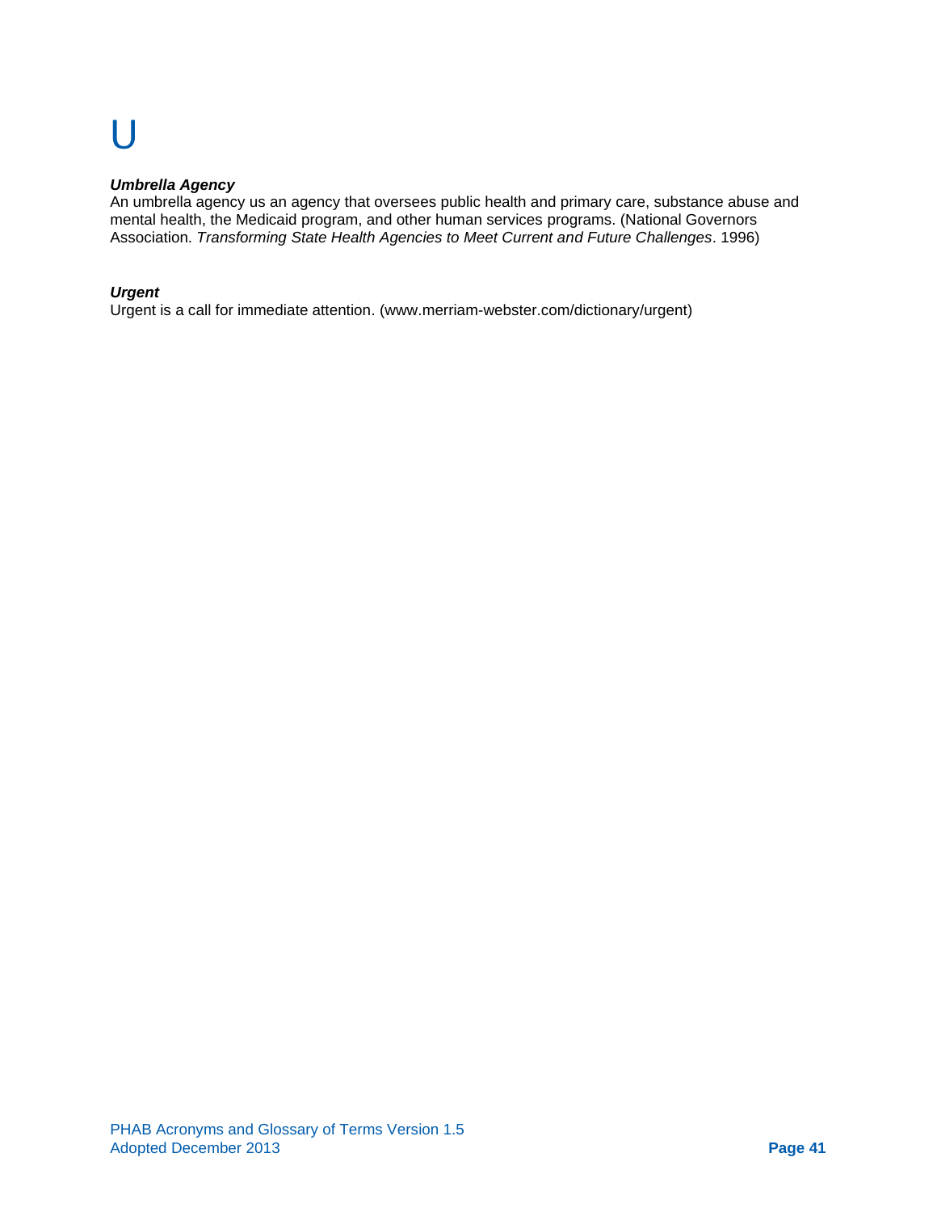# U

***Umbrella Agency***
An umbrella agency us an agency that oversees public health and primary care, substance abuse and mental health, the Medicaid program, and other human services programs. (National Governors Association. *Transforming State Health Agencies to Meet Current and Future Challenges*. 1996)

***Urgent***
Urgent is a call for immediate attention. (www.merriam-webster.com/dictionary/urgent)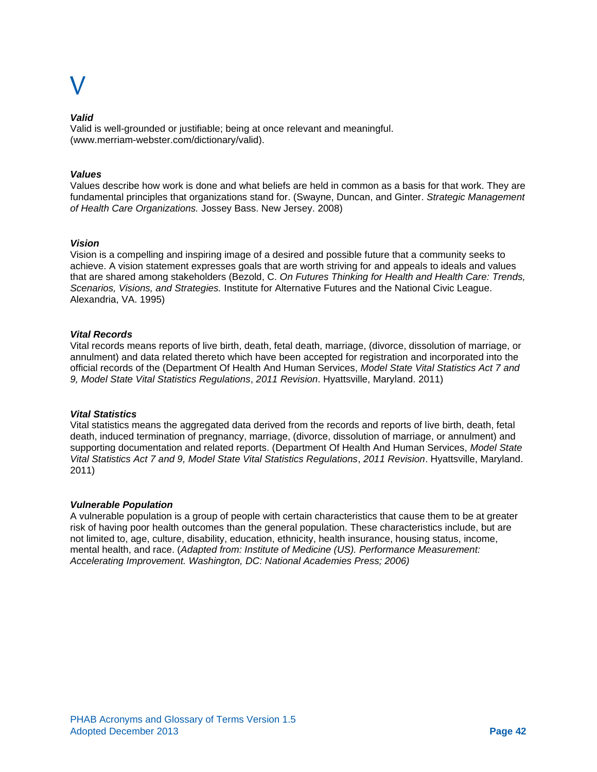# V

***Valid***
Valid is well-grounded or justifiable; being at once relevant and meaningful. (www.merriam-webster.com/dictionary/valid).

***Values***
Values describe how work is done and what beliefs are held in common as a basis for that work. They are fundamental principles that organizations stand for. (Swayne, Duncan, and Ginter. *Strategic Management of Health Care Organizations.* Jossey Bass. New Jersey. 2008)

***Vision***
Vision is a compelling and inspiring image of a desired and possible future that a community seeks to achieve. A vision statement expresses goals that are worth striving for and appeals to ideals and values that are shared among stakeholders (Bezold, C. *On Futures Thinking for Health and Health Care: Trends, Scenarios, Visions, and Strategies.* Institute for Alternative Futures and the National Civic League. Alexandria, VA. 1995)

***Vital Records***
Vital records means reports of live birth, death, fetal death, marriage, (divorce, dissolution of marriage, or annulment) and data related thereto which have been accepted for registration and incorporated into the official records of the (Department Of Health And Human Services, *Model State Vital Statistics Act 7 and 9, Model State Vital Statistics Regulations*, *2011 Revision*. Hyattsville, Maryland. 2011)

***Vital Statistics***
Vital statistics means the aggregated data derived from the records and reports of live birth, death, fetal death, induced termination of pregnancy, marriage, (divorce, dissolution of marriage, or annulment) and supporting documentation and related reports. (Department Of Health And Human Services, *Model State Vital Statistics Act 7 and 9, Model State Vital Statistics Regulations*, *2011 Revision*. Hyattsville, Maryland. 2011)

***Vulnerable Population***
A vulnerable population is a group of people with certain characteristics that cause them to be at greater risk of having poor health outcomes than the general population. These characteristics include, but are not limited to, age, culture, disability, education, ethnicity, health insurance, housing status, income, mental health, and race. (*Adapted from: Institute of Medicine (US). Performance Measurement: Accelerating Improvement. Washington, DC: National Academies Press; 2006)*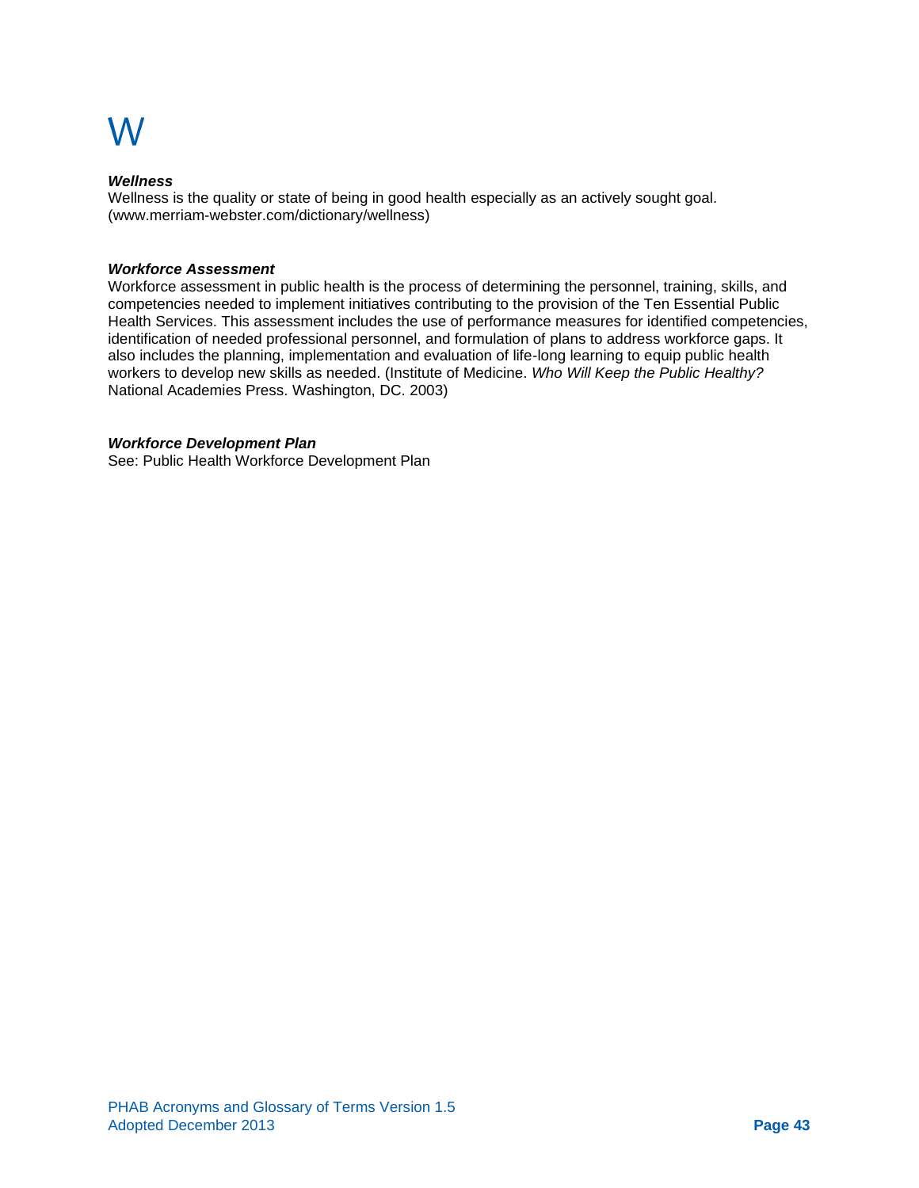# W

***Wellness***
Wellness is the quality or state of being in good health especially as an actively sought goal. (www.merriam-webster.com/dictionary/wellness)

***Workforce Assessment***
Workforce assessment in public health is the process of determining the personnel, training, skills, and competencies needed to implement initiatives contributing to the provision of the Ten Essential Public Health Services. This assessment includes the use of performance measures for identified competencies, identification of needed professional personnel, and formulation of plans to address workforce gaps. It also includes the planning, implementation and evaluation of life-long learning to equip public health workers to develop new skills as needed. (Institute of Medicine. *Who Will Keep the Public Healthy?* National Academies Press. Washington, DC. 2003)

***Workforce Development Plan***
See: Public Health Workforce Development Plan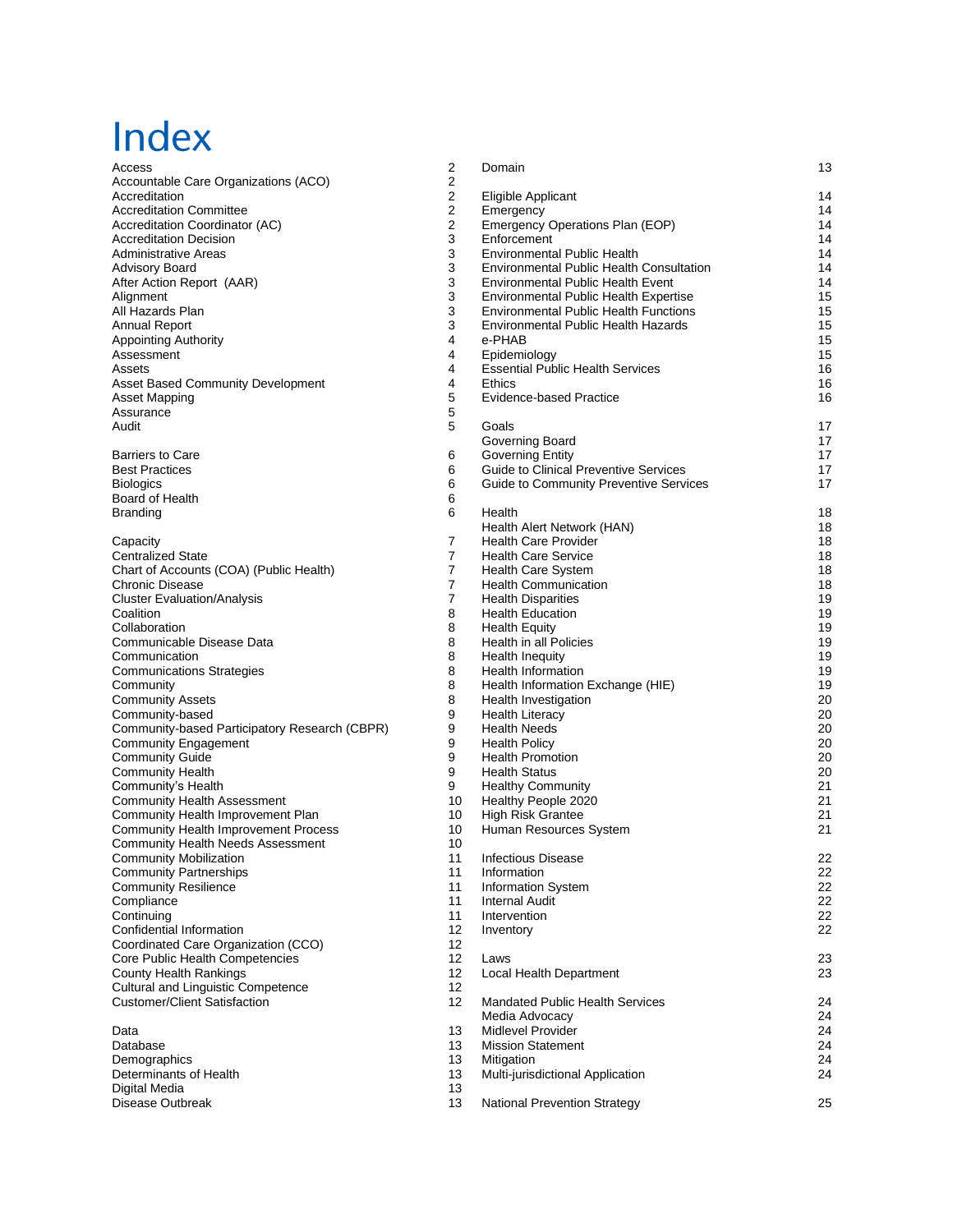# Index

| Term | Page |
|---|---|
| Access | 2 |
| Accountable Care Organizations (ACO) | 2 |
| Accreditation | 2 |
| Accreditation Committee | 2 |
| Accreditation Coordinator (AC) | 2 |
| Accreditation Decision | 3 |
| Administrative Areas | 3 |
| Advisory Board | 3 |
| After Action Report (AAR) | 3 |
| Alignment | 3 |
| All Hazards Plan | 3 |
| Annual Report | 3 |
| Appointing Authority | 4 |
| Assessment | 4 |
| Assets | 4 |
| Asset Based Community Development | 4 |
| Asset Mapping | 5 |
| Assurance | 5 |
| Audit | 5 |
| | |
| Barriers to Care | 6 |
| Best Practices | 6 |
| Biologics | 6 |
| Board of Health | 6 |
| Branding | 6 |
| | |
| Capacity | 7 |
| Centralized State | 7 |
| Chart of Accounts (COA) (Public Health) | 7 |
| Chronic Disease | 7 |
| Cluster Evaluation/Analysis | 7 |
| Coalition | 8 |
| Collaboration | 8 |
| Communicable Disease Data | 8 |
| Communication | 8 |
| Communications Strategies | 8 |
| Community | 8 |
| Community Assets | 8 |
| Community-based | 9 |
| Community-based Participatory Research (CBPR) | 9 |
| Community Engagement | 9 |
| Community Guide | 9 |
| Community Health | 9 |
| Community's Health | 9 |
| Community Health Assessment | 10 |
| Community Health Improvement Plan | 10 |
| Community Health Improvement Process | 10 |
| Community Health Needs Assessment | 10 |
| Community Mobilization | 11 |
| Community Partnerships | 11 |
| Community Resilience | 11 |
| Compliance | 11 |
| Continuing | 11 |
| Confidential Information | 12 |
| Coordinated Care Organization (CCO) | 12 |
| Core Public Health Competencies | 12 |
| County Health Rankings | 12 |
| Cultural and Linguistic Competence | 12 |
| Customer/Client Satisfaction | 12 |
| | |
| Data | 13 |
| Database | 13 |
| Demographics | 13 |
| Determinants of Health | 13 |
| Digital Media | 13 |
| Disease Outbreak | 13 |
| Domain | 13 |
| | |
| Eligible Applicant | 14 |
| Emergency | 14 |
| Emergency Operations Plan (EOP) | 14 |
| Enforcement | 14 |
| Environmental Public Health | 14 |
| Environmental Public Health Consultation | 14 |
| Environmental Public Health Event | 14 |
| Environmental Public Health Expertise | 15 |
| Environmental Public Health Functions | 15 |
| Environmental Public Health Hazards | 15 |
| e-PHAB | 15 |
| Epidemiology | 15 |
| Essential Public Health Services | 16 |
| Ethics | 16 |
| Evidence-based Practice | 16 |
| | |
| Goals | 17 |
| Governing Board | 17 |
| Governing Entity | 17 |
| Guide to Clinical Preventive Services | 17 |
| Guide to Community Preventive Services | 17 |
| | |
| Health | 18 |
| Health Alert Network (HAN) | 18 |
| Health Care Provider | 18 |
| Health Care Service | 18 |
| Health Care System | 18 |
| Health Communication | 18 |
| Health Disparities | 19 |
| Health Education | 19 |
| Health Equity | 19 |
| Health in all Policies | 19 |
| Health Inequity | 19 |
| Health Information | 19 |
| Health Information Exchange (HIE) | 19 |
| Health Investigation | 20 |
| Health Literacy | 20 |
| Health Needs | 20 |
| Health Policy | 20 |
| Health Promotion | 20 |
| Health Status | 20 |
| Healthy Community | 21 |
| Healthy People 2020 | 21 |
| High Risk Grantee | 21 |
| Human Resources System | 21 |
| | |
| Infectious Disease | 22 |
| Information | 22 |
| Information System | 22 |
| Internal Audit | 22 |
| Intervention | 22 |
| Inventory | 22 |
| | |
| Laws | 23 |
| Local Health Department | 23 |
| | |
| Mandated Public Health Services | 24 |
| Media Advocacy | 24 |
| Midlevel Provider | 24 |
| Mission Statement | 24 |
| Mitigation | 24 |
| Multi-jurisdictional Application | 24 |
| | |
| National Prevention Strategy | 25 |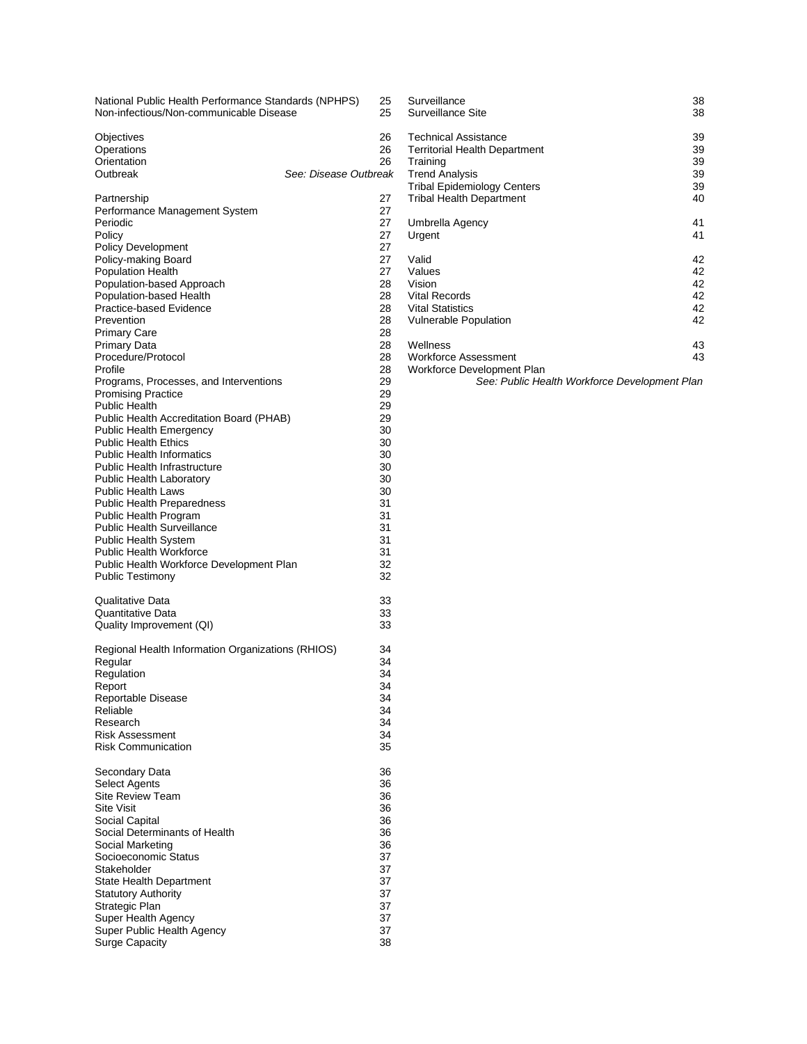National Public Health Performance Standards (NPHPS) 25
Non-infectious/Non-communicable Disease 25

Objectives 26
Operations 26
Orientation 26
Outbreak *See: Disease Outbreak*

Partnership 27
Performance Management System 27
Periodic 27
Policy 27
Policy Development 27
Policy-making Board 27
Population Health 27
Population-based Approach 28
Population-based Health 28
Practice-based Evidence 28
Prevention 28
Primary Care 28
Primary Data 28
Procedure/Protocol 28
Profile 28
Programs, Processes, and Interventions 29
Promising Practice 29
Public Health 29
Public Health Accreditation Board (PHAB) 29
Public Health Emergency 30
Public Health Ethics 30
Public Health Informatics 30
Public Health Infrastructure 30
Public Health Laboratory 30
Public Health Laws 30
Public Health Preparedness 31
Public Health Program 31
Public Health Surveillance 31
Public Health System 31
Public Health Workforce 31
Public Health Workforce Development Plan 32
Public Testimony 32

Qualitative Data 33
Quantitative Data 33
Quality Improvement (QI) 33

Regional Health Information Organizations (RHIOS) 34
Regular 34
Regulation 34
Report 34
Reportable Disease 34
Reliable 34
Research 34
Risk Assessment 34
Risk Communication 35

Secondary Data 36
Select Agents 36
Site Review Team 36
Site Visit 36
Social Capital 36
Social Determinants of Health 36
Social Marketing 36
Socioeconomic Status 37
Stakeholder 37
State Health Department 37
Statutory Authority 37
Strategic Plan 37
Super Health Agency 37
Super Public Health Agency 37
Surge Capacity 38
Surveillance 38
Surveillance Site 38

Technical Assistance 39
Territorial Health Department 39
Training 39
Trend Analysis 39
Tribal Epidemiology Centers 39
Tribal Health Department 40

Umbrella Agency 41
Urgent 41

Valid 42
Values 42
Vision 42
Vital Records 42
Vital Statistics 42
Vulnerable Population 42

Wellness 43
Workforce Assessment 43
Workforce Development Plan
*See: Public Health Workforce Development Plan*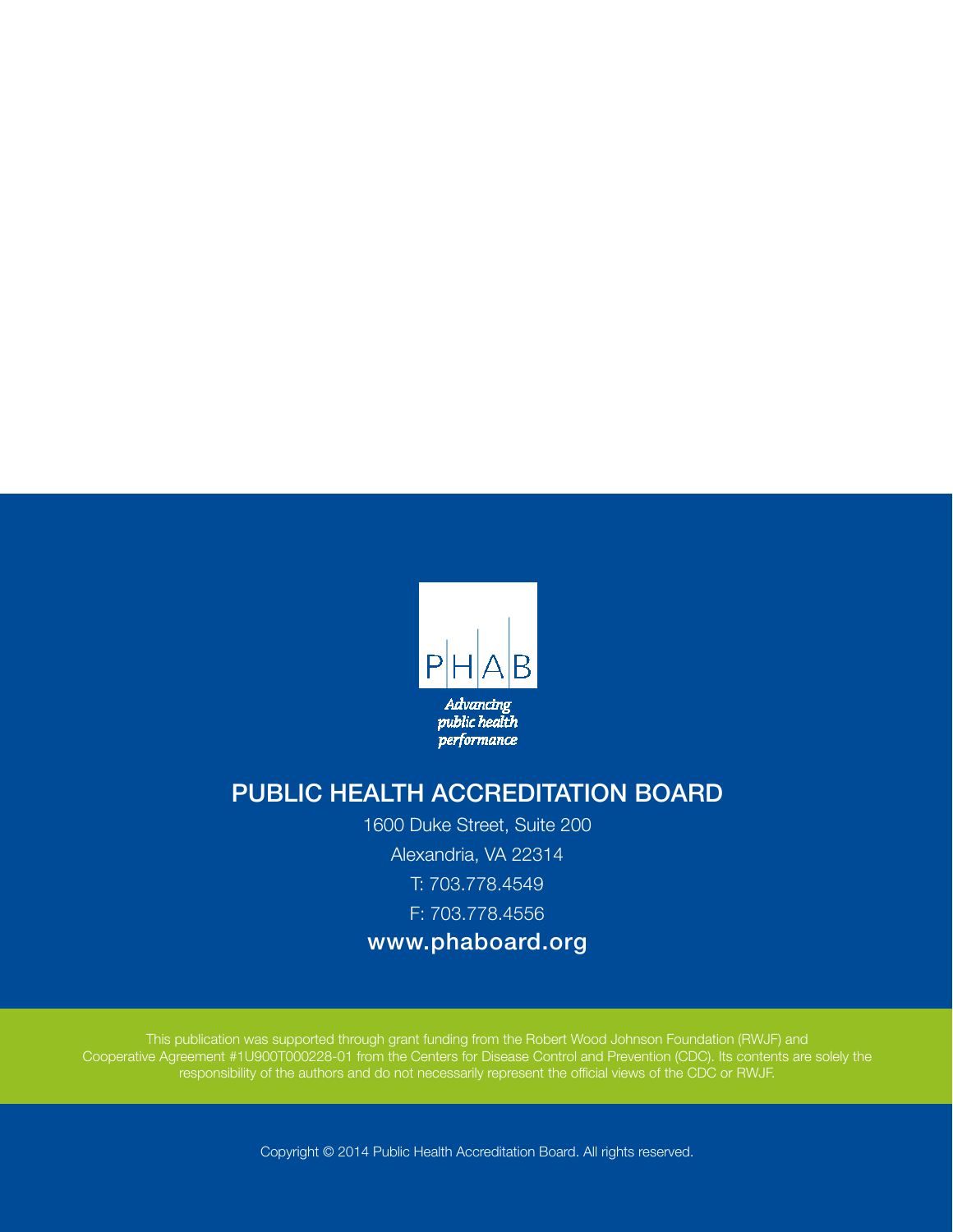PHAB

*Advancing public health performance*

## PUBLIC HEALTH ACCREDITATION BOARD

1600 Duke Street, Suite 200

Alexandria, VA 22314

T: 703.778.4549

F: 703.778.4556

www.phaboard.org

This publication was supported through grant funding from the Robert Wood Johnson Foundation (RWJF) and Cooperative Agreement #1U900T000228-01 from the Centers for Disease Control and Prevention (CDC). Its contents are solely the responsibility of the authors and do not necessarily represent the official views of the CDC or RWJF.

Copyright © 2014 Public Health Accreditation Board. All rights reserved.